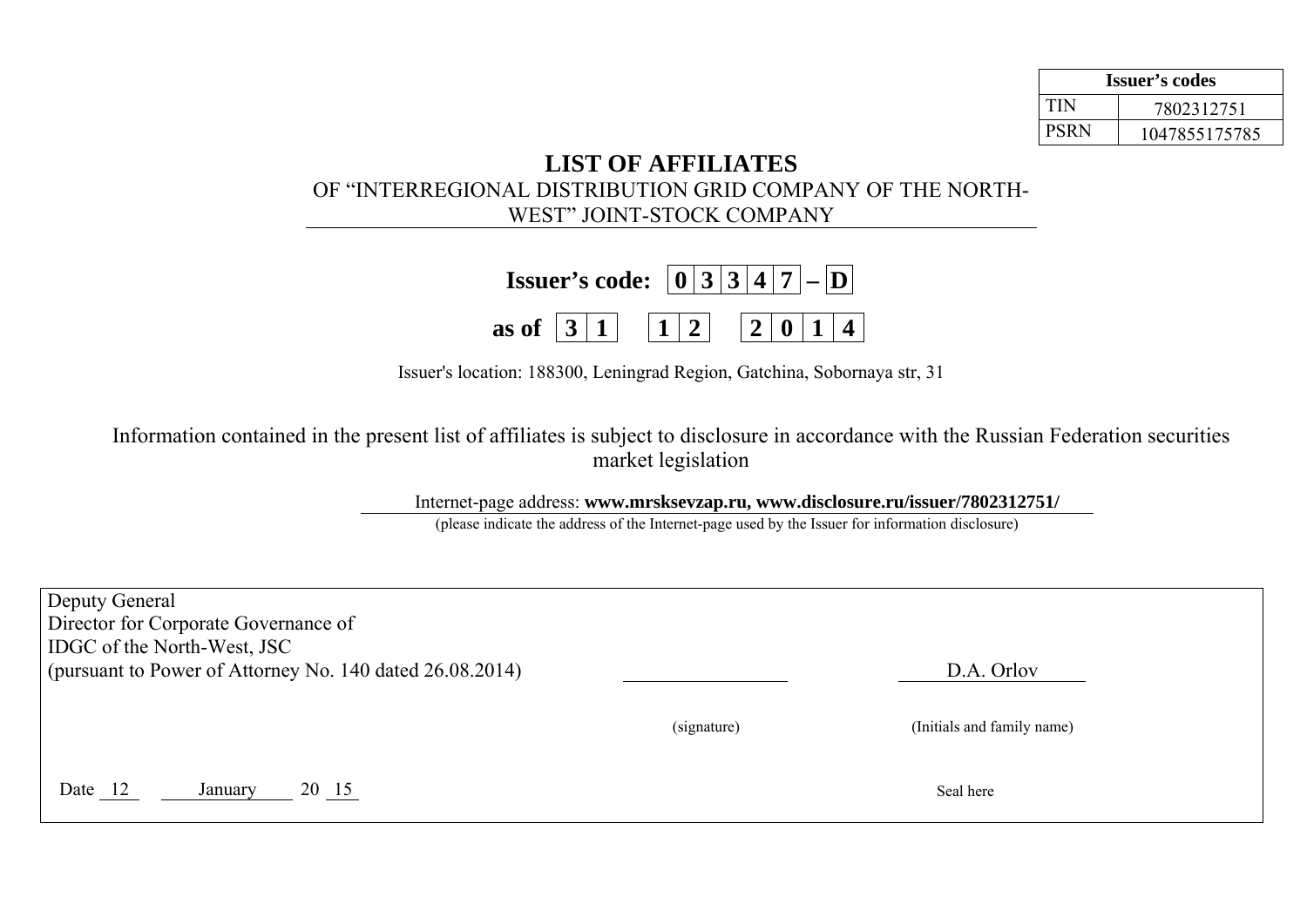| Issuer's codes | |
|---|---|
| TIN | 7802312751 |
| PSRN | 1047855175785 |

# LIST OF AFFILIATES

OF "INTERREGIONAL DISTRIBUTION GRID COMPANY OF THE NORTH-WEST" JOINT-STOCK COMPANY

**Issuer's code: 0 3 3 4 7 – D**

**as of 3 1 1 2 2 0 1 4**

Issuer's location: 188300, Leningrad Region, Gatchina, Sobornaya str, 31

Information contained in the present list of affiliates is subject to disclosure in accordance with the Russian Federation securities market legislation

Internet-page address: **www.mrsksevzap.ru, www.disclosure.ru/issuer/7802312751/**

(please indicate the address of the Internet-page used by the Issuer for information disclosure)

| | | |
|---|---|---|
| Deputy General Director for Corporate Governance of IDGC of the North-West, JSC (pursuant to Power of Attorney No. 140 dated 26.08.2014) | __________ | D.A. Orlov |
| | (signature) | (Initials and family name) |
| Date 12 January 20 15 | | Seal here |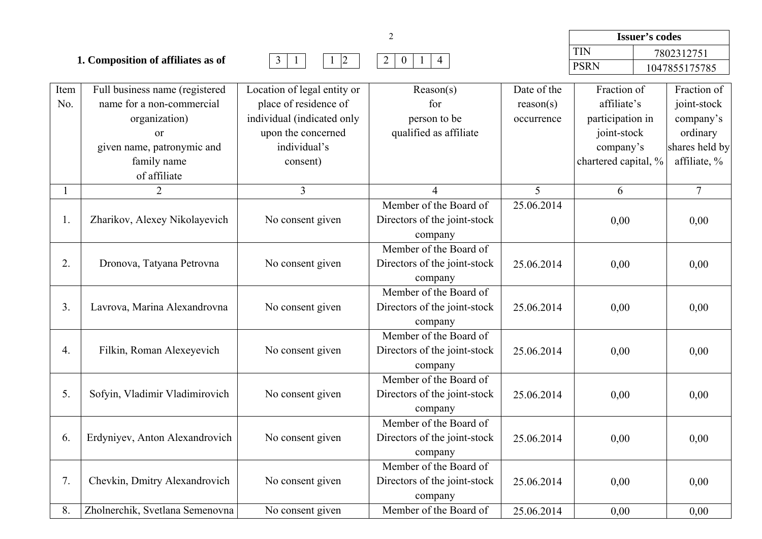| Issuer's codes | |
|---|---|
| TIN | 7802312751 |
| PSRN | 1047855175785 |

**1. Composition of affiliates as of** 31 12 2014

| Item No. | Full business name (registered name for a non-commercial organization) or given name, patronymic and family name of affiliate | Location of legal entity or place of residence of individual (indicated only upon the concerned individual's consent) | Reason(s) for person to be qualified as affiliate | Date of the reason(s) occurrence | Fraction of affiliate's participation in joint-stock company's chartered capital, % | Fraction of joint-stock company's ordinary shares held by affiliate, % |
|---|---|---|---|---|---|---|
| 1 | 2 | 3 | 4 | 5 | 6 | 7 |
| 1. | Zharikov, Alexey Nikolayevich | No consent given | Member of the Board of Directors of the joint-stock company | 25.06.2014 | 0,00 | 0,00 |
| 2. | Dronova, Tatyana Petrovna | No consent given | Member of the Board of Directors of the joint-stock company | 25.06.2014 | 0,00 | 0,00 |
| 3. | Lavrova, Marina Alexandrovna | No consent given | Member of the Board of Directors of the joint-stock company | 25.06.2014 | 0,00 | 0,00 |
| 4. | Filkin, Roman Alexeyevich | No consent given | Member of the Board of Directors of the joint-stock company | 25.06.2014 | 0,00 | 0,00 |
| 5. | Sofyin, Vladimir Vladimirovich | No consent given | Member of the Board of Directors of the joint-stock company | 25.06.2014 | 0,00 | 0,00 |
| 6. | Erdyniyev, Anton Alexandrovich | No consent given | Member of the Board of Directors of the joint-stock company | 25.06.2014 | 0,00 | 0,00 |
| 7. | Chevkin, Dmitry Alexandrovich | No consent given | Member of the Board of Directors of the joint-stock company | 25.06.2014 | 0,00 | 0,00 |
| 8. | Zholnerchik, Svetlana Semenovna | No consent given | Member of the Board of | 25.06.2014 | 0,00 | 0,00 |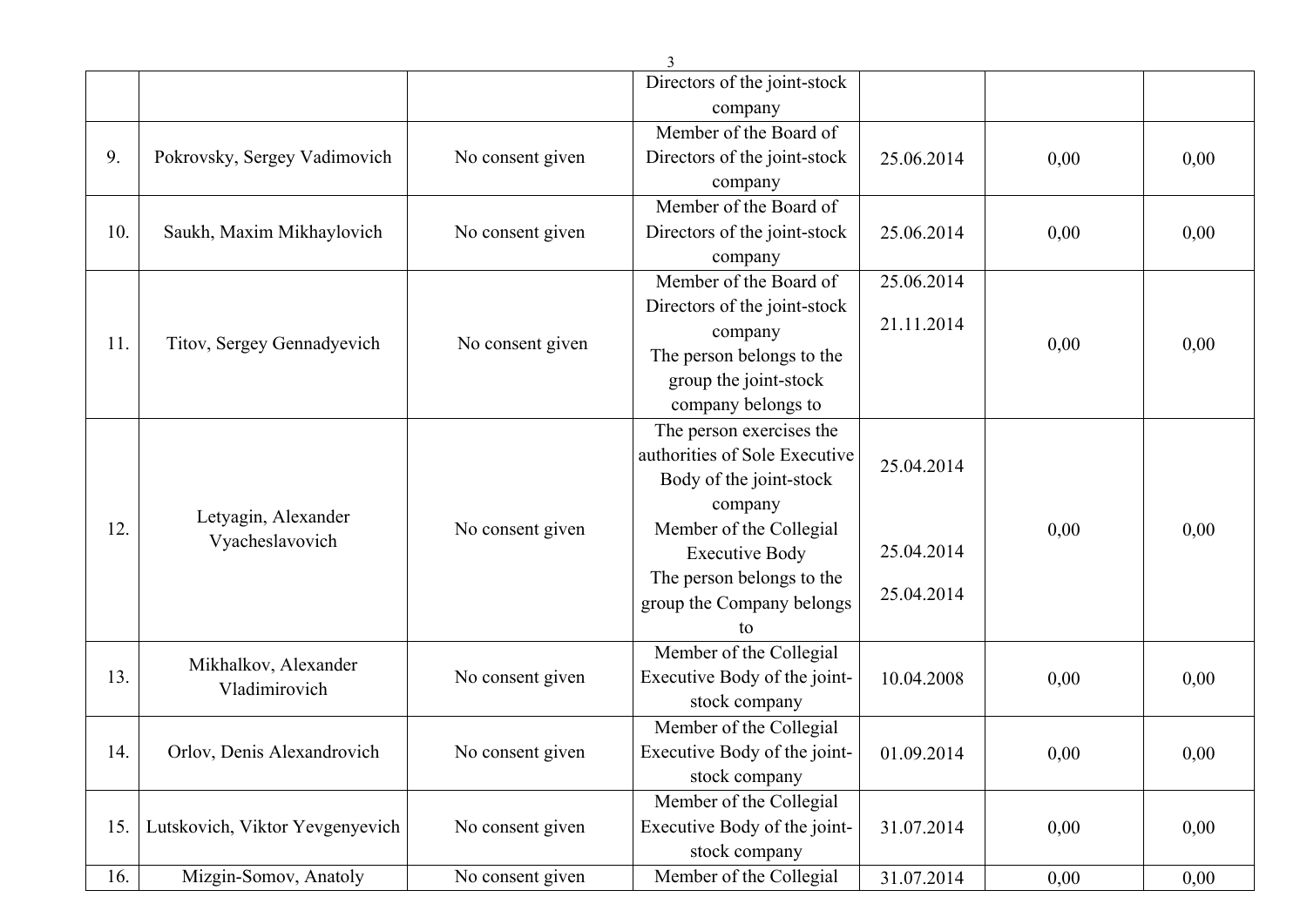| | | | Directors of the joint-stock company | | | |
|---|---|---|---|---|---|---|
| 9. | Pokrovsky, Sergey Vadimovich | No consent given | Member of the Board of Directors of the joint-stock company | 25.06.2014 | 0,00 | 0,00 |
| 10. | Saukh, Maxim Mikhaylovich | No consent given | Member of the Board of Directors of the joint-stock company | 25.06.2014 | 0,00 | 0,00 |
| 11. | Titov, Sergey Gennadyevich | No consent given | Member of the Board of Directors of the joint-stock company<br>The person belongs to the group the joint-stock company belongs to | 25.06.2014<br>21.11.2014 | 0,00 | 0,00 |
| 12. | Letyagin, Alexander Vyacheslavovich | No consent given | The person exercises the authorities of Sole Executive Body of the joint-stock company<br>Member of the Collegial Executive Body<br>The person belongs to the group the Company belongs to | 25.04.2014<br>25.04.2014<br>25.04.2014 | 0,00 | 0,00 |
| 13. | Mikhalkov, Alexander Vladimirovich | No consent given | Member of the Collegial Executive Body of the joint-stock company | 10.04.2008 | 0,00 | 0,00 |
| 14. | Orlov, Denis Alexandrovich | No consent given | Member of the Collegial Executive Body of the joint-stock company | 01.09.2014 | 0,00 | 0,00 |
| 15. | Lutskovich, Viktor Yevgenyevich | No consent given | Member of the Collegial Executive Body of the joint-stock company | 31.07.2014 | 0,00 | 0,00 |
| 16. | Mizgin-Somov, Anatoly | No consent given | Member of the Collegial | 31.07.2014 | 0,00 | 0,00 |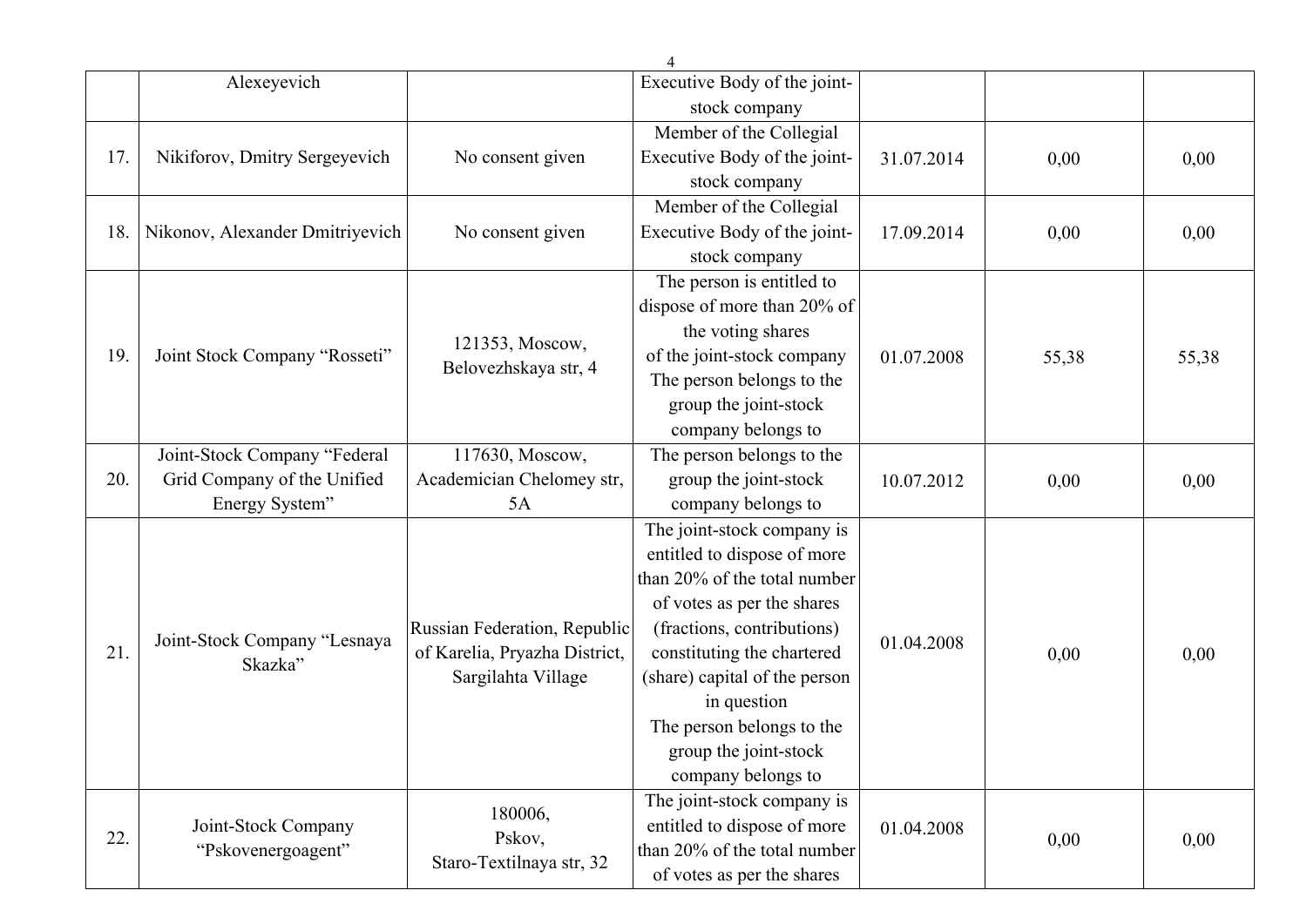| | Alexeyevich | | Executive Body of the joint-stock company | | | |
|---|---|---|---|---|---|---|
| 17. | Nikiforov, Dmitry Sergeyevich | No consent given | Member of the Collegial Executive Body of the joint-stock company | 31.07.2014 | 0,00 | 0,00 |
| 18. | Nikonov, Alexander Dmitriyevich | No consent given | Member of the Collegial Executive Body of the joint-stock company | 17.09.2014 | 0,00 | 0,00 |
| 19. | Joint Stock Company "Rosseti" | 121353, Moscow, Belovezhskaya str, 4 | The person is entitled to dispose of more than 20% of the voting shares of the joint-stock company The person belongs to the group the joint-stock company belongs to | 01.07.2008 | 55,38 | 55,38 |
| 20. | Joint-Stock Company "Federal Grid Company of the Unified Energy System" | 117630, Moscow, Academician Chelomey str, 5A | The person belongs to the group the joint-stock company belongs to | 10.07.2012 | 0,00 | 0,00 |
| 21. | Joint-Stock Company "Lesnaya Skazka" | Russian Federation, Republic of Karelia, Pryazha District, Sargilahta Village | The joint-stock company is entitled to dispose of more than 20% of the total number of votes as per the shares (fractions, contributions) constituting the chartered (share) capital of the person in question The person belongs to the group the joint-stock company belongs to | 01.04.2008 | 0,00 | 0,00 |
| 22. | Joint-Stock Company "Pskovenergoagent" | 180006, Pskov, Staro-Textilnaya str, 32 | The joint-stock company is entitled to dispose of more than 20% of the total number of votes as per the shares | 01.04.2008 | 0,00 | 0,00 |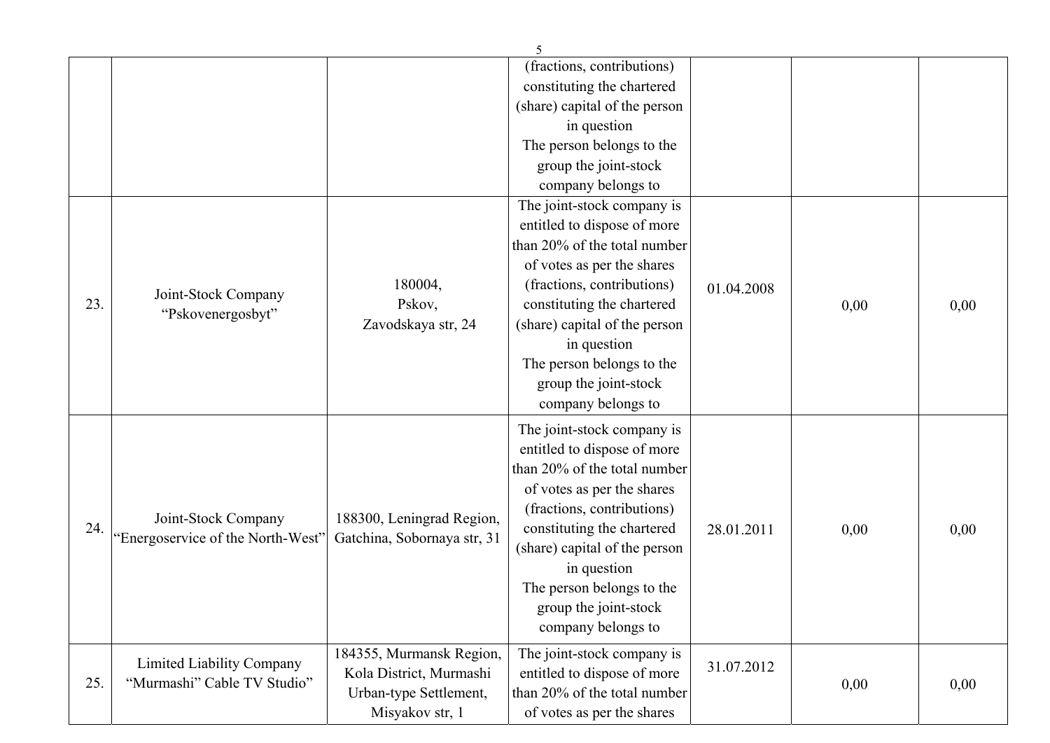| | | | | | | |
|---|---|---|---|---|---|---|
| | | | (fractions, contributions) constituting the chartered (share) capital of the person in question<br>The person belongs to the group the joint-stock company belongs to | | | |
| 23. | Joint-Stock Company “Pskovenergosbyt” | 180004,<br>Pskov,<br>Zavodskaya str, 24 | The joint-stock company is entitled to dispose of more than 20% of the total number of votes as per the shares (fractions, contributions) constituting the chartered (share) capital of the person in question<br>The person belongs to the group the joint-stock company belongs to | 01.04.2008 | 0,00 | 0,00 |
| 24. | Joint-Stock Company “Energoservice of the North-West” | 188300, Leningrad Region, Gatchina, Sobornaya str, 31 | The joint-stock company is entitled to dispose of more than 20% of the total number of votes as per the shares (fractions, contributions) constituting the chartered (share) capital of the person in question<br>The person belongs to the group the joint-stock company belongs to | 28.01.2011 | 0,00 | 0,00 |
| 25. | Limited Liability Company “Murmashi” Cable TV Studio” | 184355, Murmansk Region, Kola District, Murmashi Urban-type Settlement, Misyakov str, 1 | The joint-stock company is entitled to dispose of more than 20% of the total number of votes as per the shares | 31.07.2012 | 0,00 | 0,00 |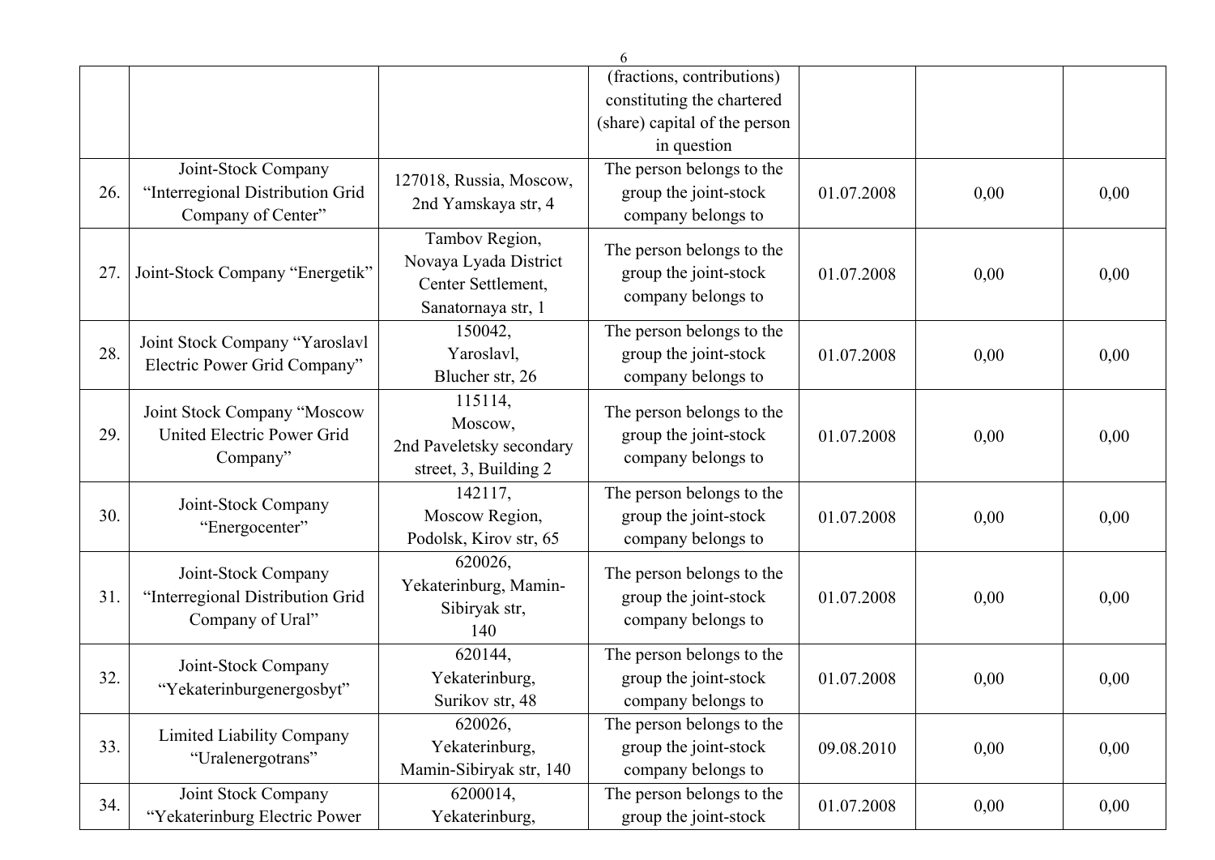|  |  |  | (fractions, contributions) constituting the chartered (share) capital of the person in question |  |  |  |
|---|---|---|---|---|---|---|
| 26. | Joint-Stock Company “Interregional Distribution Grid Company of Center” | 127018, Russia, Moscow, 2nd Yamskaya str, 4 | The person belongs to the group the joint-stock company belongs to | 01.07.2008 | 0,00 | 0,00 |
| 27. | Joint-Stock Company “Energetik” | Tambov Region, Novaya Lyada District Center Settlement, Sanatornaya str, 1 | The person belongs to the group the joint-stock company belongs to | 01.07.2008 | 0,00 | 0,00 |
| 28. | Joint Stock Company “Yaroslavl Electric Power Grid Company” | 150042, Yaroslavl, Blucher str, 26 | The person belongs to the group the joint-stock company belongs to | 01.07.2008 | 0,00 | 0,00 |
| 29. | Joint Stock Company “Moscow United Electric Power Grid Company” | 115114, Moscow, 2nd Paveletsky secondary street, 3, Building 2 | The person belongs to the group the joint-stock company belongs to | 01.07.2008 | 0,00 | 0,00 |
| 30. | Joint-Stock Company “Energocenter” | 142117, Moscow Region, Podolsk, Kirov str, 65 | The person belongs to the group the joint-stock company belongs to | 01.07.2008 | 0,00 | 0,00 |
| 31. | Joint-Stock Company “Interregional Distribution Grid Company of Ural” | 620026, Yekaterinburg, Mamin-Sibiryak str, 140 | The person belongs to the group the joint-stock company belongs to | 01.07.2008 | 0,00 | 0,00 |
| 32. | Joint-Stock Company “Yekaterinburgenergosbyt” | 620144, Yekaterinburg, Surikov str, 48 | The person belongs to the group the joint-stock company belongs to | 01.07.2008 | 0,00 | 0,00 |
| 33. | Limited Liability Company “Uralenergotrans” | 620026, Yekaterinburg, Mamin-Sibiryak str, 140 | The person belongs to the group the joint-stock company belongs to | 09.08.2010 | 0,00 | 0,00 |
| 34. | Joint Stock Company “Yekaterinburg Electric Power | 6200014, Yekaterinburg, | The person belongs to the group the joint-stock | 01.07.2008 | 0,00 | 0,00 |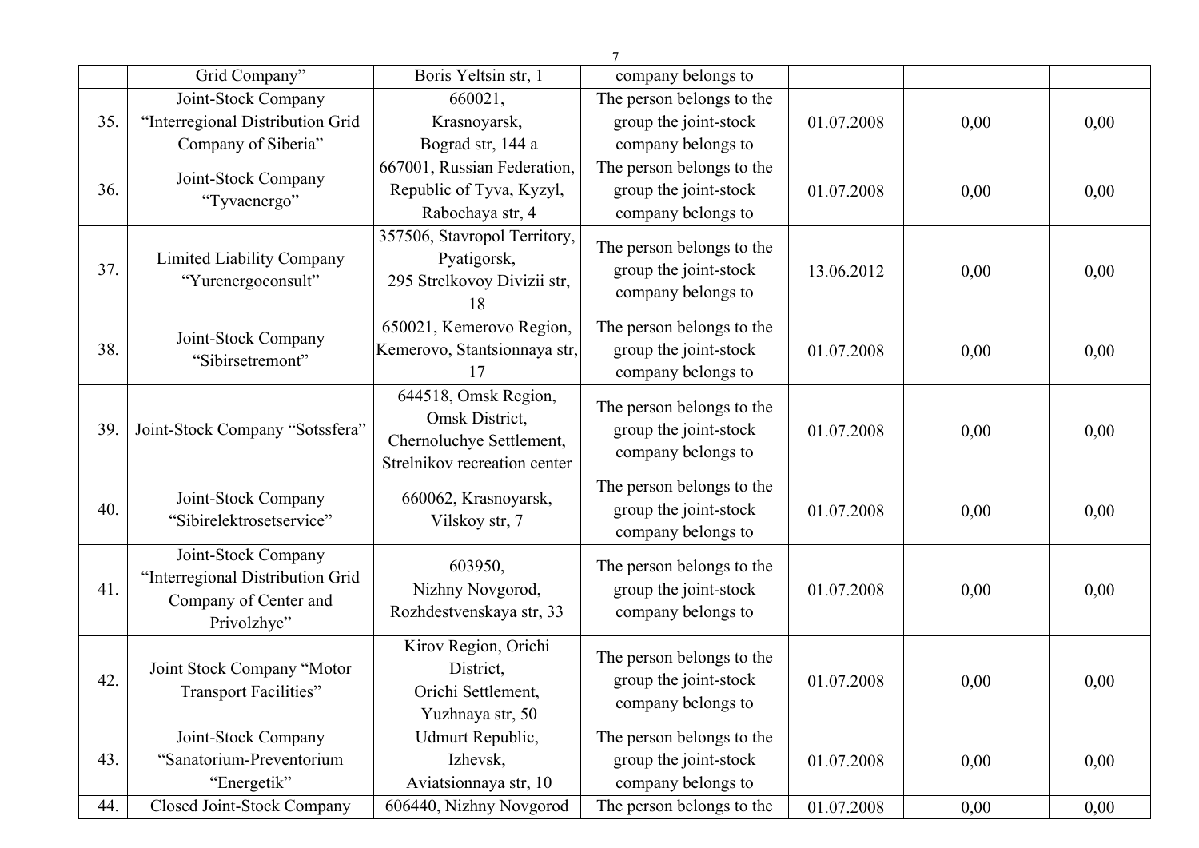|  | Grid Company” | Boris Yeltsin str, 1 | company belongs to |  |  |  |
|---|---|---|---|---|---|---|
| 35. | Joint-Stock Company “Interregional Distribution Grid Company of Siberia” | 660021, Krasnoyarsk, Bograd str, 144 a | The person belongs to the group the joint-stock company belongs to | 01.07.2008 | 0,00 | 0,00 |
| 36. | Joint-Stock Company “Tyvaenergo” | 667001, Russian Federation, Republic of Tyva, Kyzyl, Rabochaya str, 4 | The person belongs to the group the joint-stock company belongs to | 01.07.2008 | 0,00 | 0,00 |
| 37. | Limited Liability Company “Yurenergoconsult” | 357506, Stavropol Territory, Pyatigorsk, 295 Strelkovoy Divizii str, 18 | The person belongs to the group the joint-stock company belongs to | 13.06.2012 | 0,00 | 0,00 |
| 38. | Joint-Stock Company “Sibirsetremont” | 650021, Kemerovo Region, Kemerovo, Stantsionnaya str, 17 | The person belongs to the group the joint-stock company belongs to | 01.07.2008 | 0,00 | 0,00 |
| 39. | Joint-Stock Company “Sotssfera” | 644518, Omsk Region, Omsk District, Chernoluchye Settlement, Strelnikov recreation center | The person belongs to the group the joint-stock company belongs to | 01.07.2008 | 0,00 | 0,00 |
| 40. | Joint-Stock Company “Sibirelektrosetservice” | 660062, Krasnoyarsk, Vilskoy str, 7 | The person belongs to the group the joint-stock company belongs to | 01.07.2008 | 0,00 | 0,00 |
| 41. | Joint-Stock Company “Interregional Distribution Grid Company of Center and Privolzhye” | 603950, Nizhny Novgorod, Rozhdestvenskaya str, 33 | The person belongs to the group the joint-stock company belongs to | 01.07.2008 | 0,00 | 0,00 |
| 42. | Joint Stock Company “Motor Transport Facilities” | Kirov Region, Orichi District, Orichi Settlement, Yuzhnaya str, 50 | The person belongs to the group the joint-stock company belongs to | 01.07.2008 | 0,00 | 0,00 |
| 43. | Joint-Stock Company “Sanatorium-Preventorium “Energetik” | Udmurt Republic, Izhevsk, Aviatsionnaya str, 10 | The person belongs to the group the joint-stock company belongs to | 01.07.2008 | 0,00 | 0,00 |
| 44. | Closed Joint-Stock Company | 606440, Nizhny Novgorod | The person belongs to the | 01.07.2008 | 0,00 | 0,00 |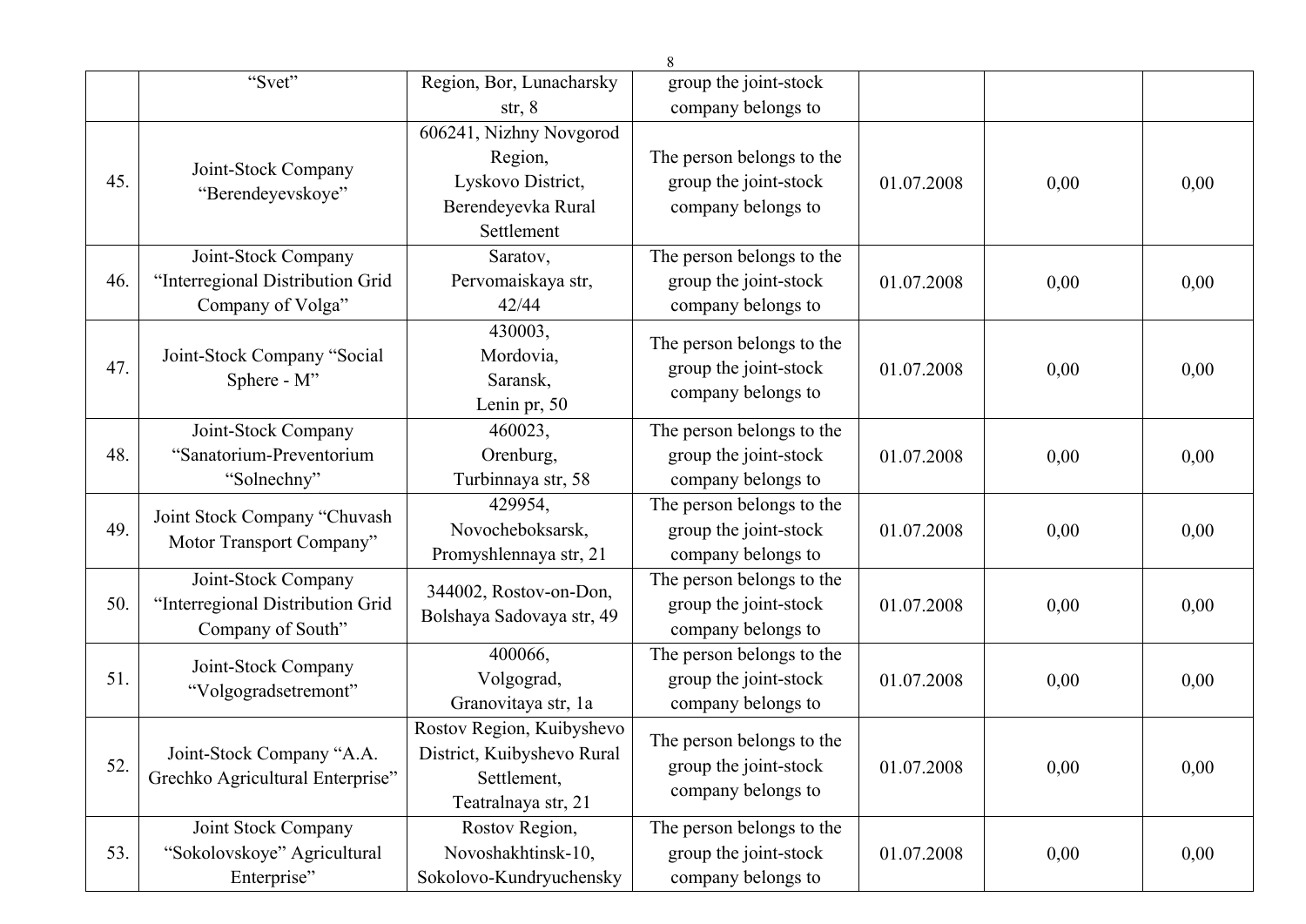|  | "Svet" | Region, Bor, Lunacharsky str, 8 | group the joint-stock company belongs to |  |  |  |
|---|---|---|---|---|---|---|
| 45. | Joint-Stock Company "Berendeyevskoye" | 606241, Nizhny Novgorod Region, Lyskovo District, Berendeyevka Rural Settlement | The person belongs to the group the joint-stock company belongs to | 01.07.2008 | 0,00 | 0,00 |
| 46. | Joint-Stock Company "Interregional Distribution Grid Company of Volga" | Saratov, Pervomaiskaya str, 42/44 | The person belongs to the group the joint-stock company belongs to | 01.07.2008 | 0,00 | 0,00 |
| 47. | Joint-Stock Company "Social Sphere - M" | 430003, Mordovia, Saransk, Lenin pr, 50 | The person belongs to the group the joint-stock company belongs to | 01.07.2008 | 0,00 | 0,00 |
| 48. | Joint-Stock Company "Sanatorium-Preventorium "Solnechny" | 460023, Orenburg, Turbinnaya str, 58 | The person belongs to the group the joint-stock company belongs to | 01.07.2008 | 0,00 | 0,00 |
| 49. | Joint Stock Company "Chuvash Motor Transport Company" | 429954, Novocheboksarsk, Promyshlennaya str, 21 | The person belongs to the group the joint-stock company belongs to | 01.07.2008 | 0,00 | 0,00 |
| 50. | Joint-Stock Company "Interregional Distribution Grid Company of South" | 344002, Rostov-on-Don, Bolshaya Sadovaya str, 49 | The person belongs to the group the joint-stock company belongs to | 01.07.2008 | 0,00 | 0,00 |
| 51. | Joint-Stock Company "Volgogradsetremont" | 400066, Volgograd, Granovitaya str, 1a | The person belongs to the group the joint-stock company belongs to | 01.07.2008 | 0,00 | 0,00 |
| 52. | Joint-Stock Company "A.A. Grechko Agricultural Enterprise" | Rostov Region, Kuibyshevo District, Kuibyshevo Rural Settlement, Teatralnaya str, 21 | The person belongs to the group the joint-stock company belongs to | 01.07.2008 | 0,00 | 0,00 |
| 53. | Joint Stock Company "Sokolovskoye" Agricultural Enterprise" | Rostov Region, Novoshakhtinsk-10, Sokolovo-Kundryuchensky | The person belongs to the group the joint-stock company belongs to | 01.07.2008 | 0,00 | 0,00 |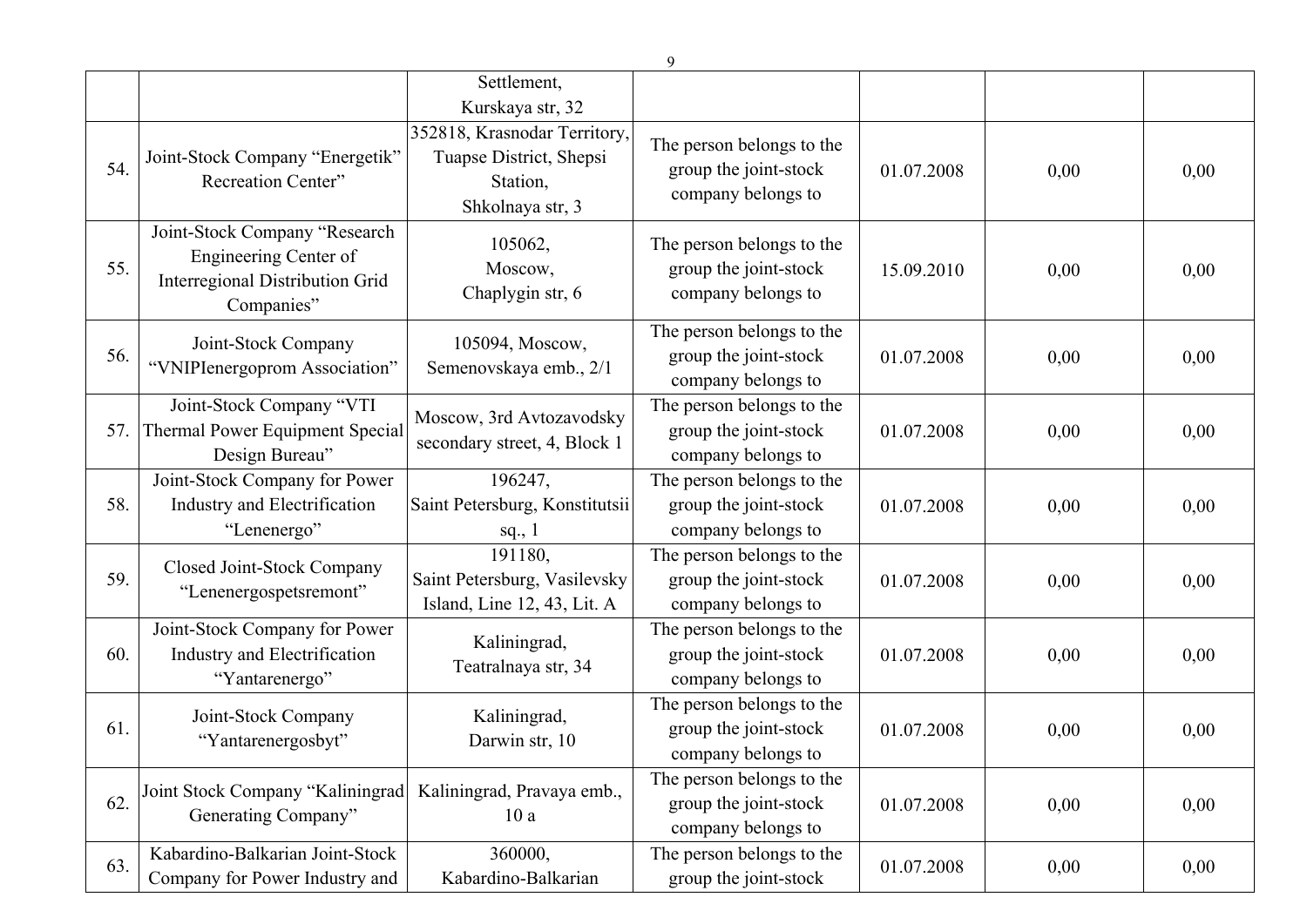|  |  |  |  |  |  |  |
|---|---|---|---|---|---|---|
|  |  | Settlement, Kurskaya str, 32 |  |  |  |  |
| 54. | Joint-Stock Company “Energetik” Recreation Center” | 352818, Krasnodar Territory, Tuapse District, Shepsi Station, Shkolnaya str, 3 | The person belongs to the group the joint-stock company belongs to | 01.07.2008 | 0,00 | 0,00 |
| 55. | Joint-Stock Company “Research Engineering Center of Interregional Distribution Grid Companies” | 105062, Moscow, Chaplygin str, 6 | The person belongs to the group the joint-stock company belongs to | 15.09.2010 | 0,00 | 0,00 |
| 56. | Joint-Stock Company “VNIPIenergoprom Association” | 105094, Moscow, Semenovskaya emb., 2/1 | The person belongs to the group the joint-stock company belongs to | 01.07.2008 | 0,00 | 0,00 |
| 57. | Joint-Stock Company “VTI Thermal Power Equipment Special Design Bureau” | Moscow, 3rd Avtozavodsky secondary street, 4, Block 1 | The person belongs to the group the joint-stock company belongs to | 01.07.2008 | 0,00 | 0,00 |
| 58. | Joint-Stock Company for Power Industry and Electrification “Lenenergo” | 196247, Saint Petersburg, Konstitutsii sq., 1 | The person belongs to the group the joint-stock company belongs to | 01.07.2008 | 0,00 | 0,00 |
| 59. | Closed Joint-Stock Company “Lenenergospetsremont” | 191180, Saint Petersburg, Vasilevsky Island, Line 12, 43, Lit. A | The person belongs to the group the joint-stock company belongs to | 01.07.2008 | 0,00 | 0,00 |
| 60. | Joint-Stock Company for Power Industry and Electrification “Yantarenergo” | Kaliningrad, Teatralnaya str, 34 | The person belongs to the group the joint-stock company belongs to | 01.07.2008 | 0,00 | 0,00 |
| 61. | Joint-Stock Company “Yantarenergosbyt” | Kaliningrad, Darwin str, 10 | The person belongs to the group the joint-stock company belongs to | 01.07.2008 | 0,00 | 0,00 |
| 62. | Joint Stock Company “Kaliningrad Generating Company” | Kaliningrad, Pravaya emb., 10 a | The person belongs to the group the joint-stock company belongs to | 01.07.2008 | 0,00 | 0,00 |
| 63. | Kabardino-Balkarian Joint-Stock Company for Power Industry and | 360000, Kabardino-Balkarian | The person belongs to the group the joint-stock | 01.07.2008 | 0,00 | 0,00 |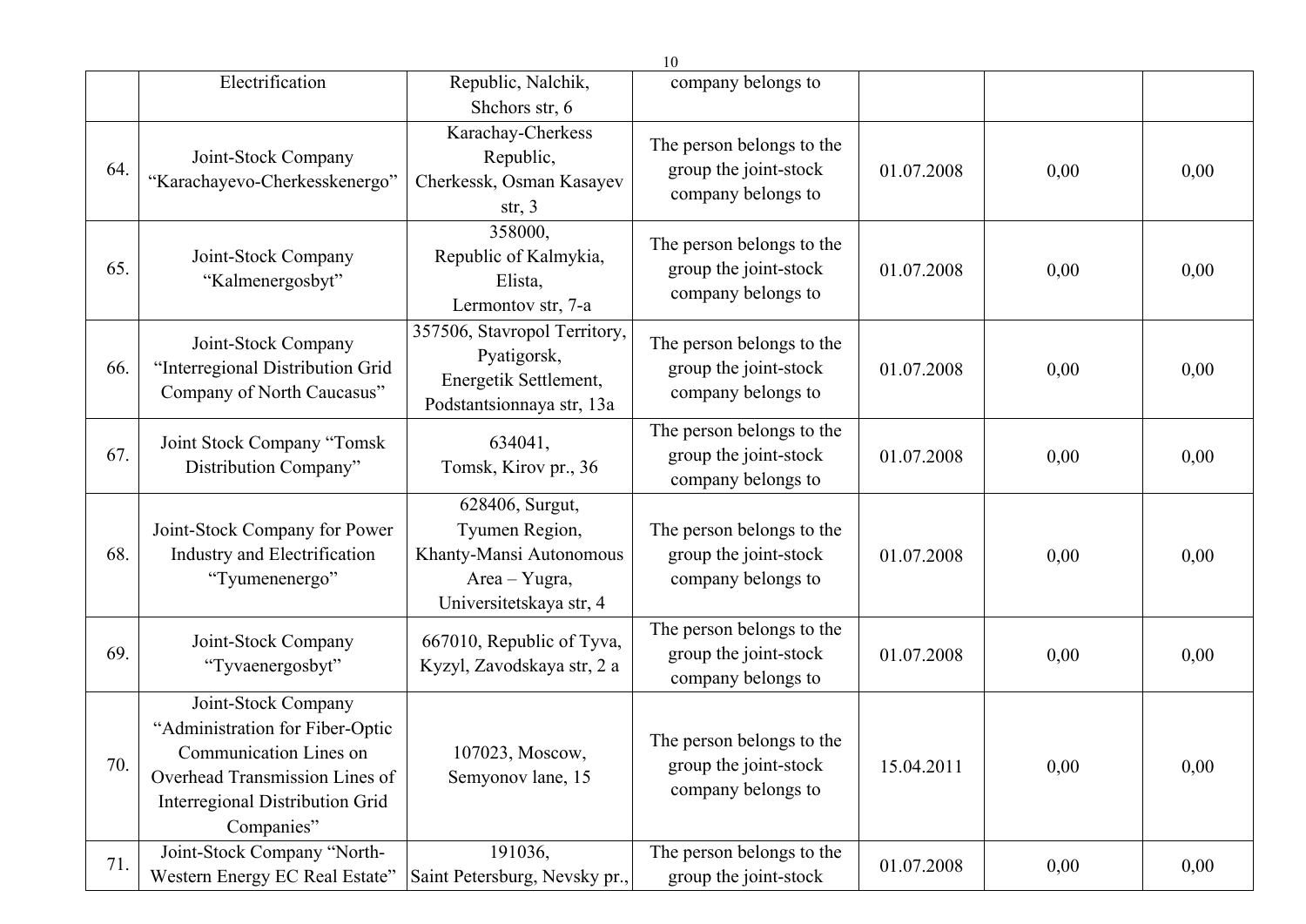|  | Electrification | Republic, Nalchik, Shchors str, 6 | company belongs to |  |  |  |
|---|---|---|---|---|---|---|
| 64. | Joint-Stock Company “Karachayevo-Cherkesskenergo” | Karachay-Cherkess Republic, Cherkessk, Osman Kasayev str, 3 | The person belongs to the group the joint-stock company belongs to | 01.07.2008 | 0,00 | 0,00 |
| 65. | Joint-Stock Company “Kalmenergosbyt” | 358000, Republic of Kalmykia, Elista, Lermontov str, 7-a | The person belongs to the group the joint-stock company belongs to | 01.07.2008 | 0,00 | 0,00 |
| 66. | Joint-Stock Company “Interregional Distribution Grid Company of North Caucasus” | 357506, Stavropol Territory, Pyatigorsk, Energetik Settlement, Podstantsionnaya str, 13a | The person belongs to the group the joint-stock company belongs to | 01.07.2008 | 0,00 | 0,00 |
| 67. | Joint Stock Company “Tomsk Distribution Company” | 634041, Tomsk, Kirov pr., 36 | The person belongs to the group the joint-stock company belongs to | 01.07.2008 | 0,00 | 0,00 |
| 68. | Joint-Stock Company for Power Industry and Electrification “Tyumenenergo” | 628406, Surgut, Tyumen Region, Khanty-Mansi Autonomous Area – Yugra, Universitetskaya str, 4 | The person belongs to the group the joint-stock company belongs to | 01.07.2008 | 0,00 | 0,00 |
| 69. | Joint-Stock Company “Tyvaenergosbyt” | 667010, Republic of Tyva, Kyzyl, Zavodskaya str, 2 a | The person belongs to the group the joint-stock company belongs to | 01.07.2008 | 0,00 | 0,00 |
| 70. | Joint-Stock Company “Administration for Fiber-Optic Communication Lines on Overhead Transmission Lines of Interregional Distribution Grid Companies” | 107023, Moscow, Semyonov lane, 15 | The person belongs to the group the joint-stock company belongs to | 15.04.2011 | 0,00 | 0,00 |
| 71. | Joint-Stock Company “North-Western Energy EC Real Estate” | 191036, Saint Petersburg, Nevsky pr., | The person belongs to the group the joint-stock | 01.07.2008 | 0,00 | 0,00 |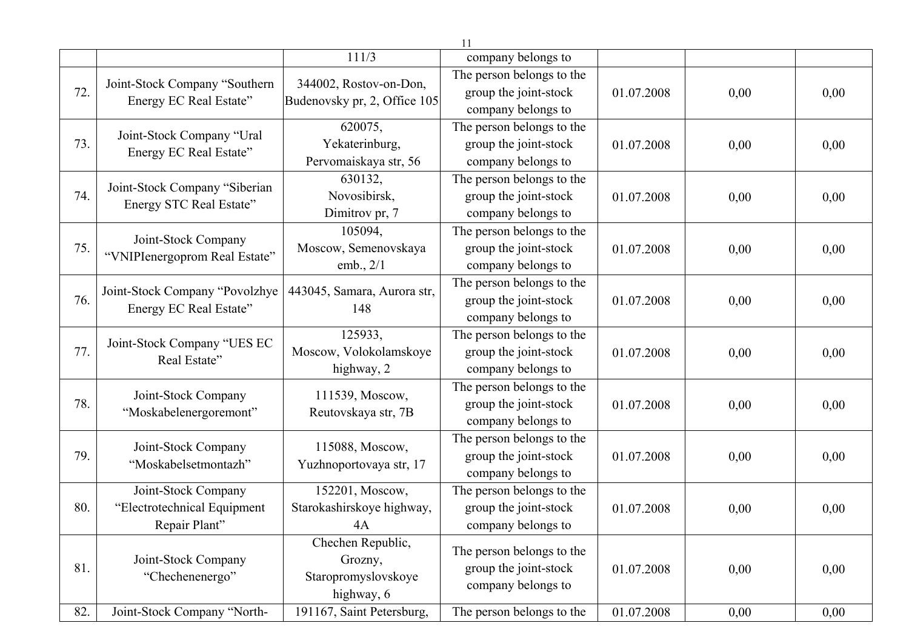| | | | | | | |
|---|---|---|---|---|---|---|
| | | 111/3 | company belongs to | | | |
| 72. | Joint-Stock Company “Southern Energy EC Real Estate” | 344002, Rostov-on-Don, Budenovsky pr, 2, Office 105 | The person belongs to the group the joint-stock company belongs to | 01.07.2008 | 0,00 | 0,00 |
| 73. | Joint-Stock Company “Ural Energy EC Real Estate” | 620075, Yekaterinburg, Pervomaiskaya str, 56 | The person belongs to the group the joint-stock company belongs to | 01.07.2008 | 0,00 | 0,00 |
| 74. | Joint-Stock Company “Siberian Energy STC Real Estate” | 630132, Novosibirsk, Dimitrov pr, 7 | The person belongs to the group the joint-stock company belongs to | 01.07.2008 | 0,00 | 0,00 |
| 75. | Joint-Stock Company “VNIPIenergoprom Real Estate” | 105094, Moscow, Semenovskaya emb., 2/1 | The person belongs to the group the joint-stock company belongs to | 01.07.2008 | 0,00 | 0,00 |
| 76. | Joint-Stock Company “Povolzhye Energy EC Real Estate” | 443045, Samara, Aurora str, 148 | The person belongs to the group the joint-stock company belongs to | 01.07.2008 | 0,00 | 0,00 |
| 77. | Joint-Stock Company “UES EC Real Estate” | 125933, Moscow, Volokolamskoye highway, 2 | The person belongs to the group the joint-stock company belongs to | 01.07.2008 | 0,00 | 0,00 |
| 78. | Joint-Stock Company “Moskabelenergoremont” | 111539, Moscow, Reutovskaya str, 7B | The person belongs to the group the joint-stock company belongs to | 01.07.2008 | 0,00 | 0,00 |
| 79. | Joint-Stock Company “Moskabelsetmontazh” | 115088, Moscow, Yuzhnoportovaya str, 17 | The person belongs to the group the joint-stock company belongs to | 01.07.2008 | 0,00 | 0,00 |
| 80. | Joint-Stock Company “Electrotechnical Equipment Repair Plant” | 152201, Moscow, Starokashirskoye highway, 4A | The person belongs to the group the joint-stock company belongs to | 01.07.2008 | 0,00 | 0,00 |
| 81. | Joint-Stock Company “Chechenenergo” | Chechen Republic, Grozny, Staropromyslovskoye highway, 6 | The person belongs to the group the joint-stock company belongs to | 01.07.2008 | 0,00 | 0,00 |
| 82. | Joint-Stock Company “North- | 191167, Saint Petersburg, | The person belongs to the | 01.07.2008 | 0,00 | 0,00 |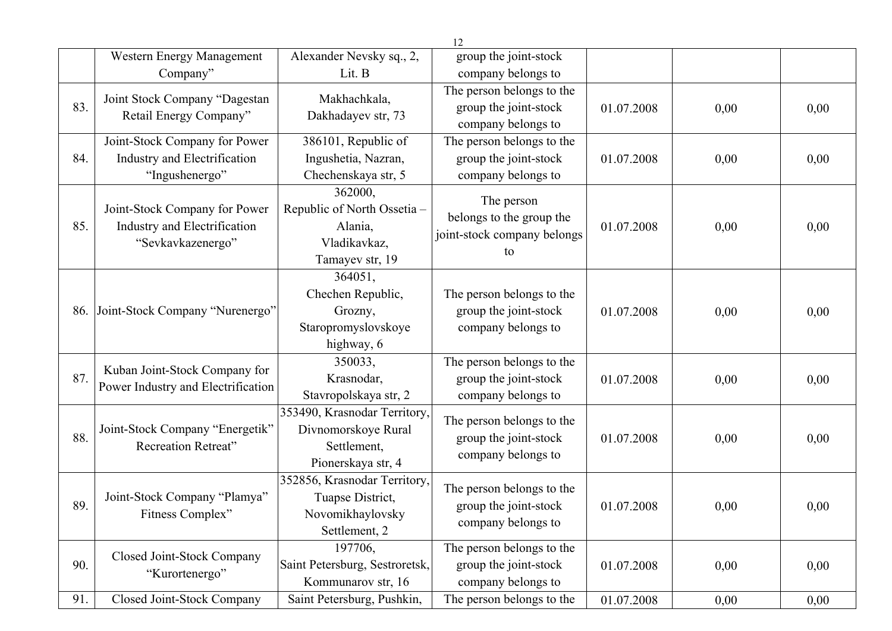|  | Western Energy Management Company” | Alexander Nevsky sq., 2, Lit. B | group the joint-stock company belongs to |  |  |  |
|---|---|---|---|---|---|---|
| 83. | Joint Stock Company “Dagestan Retail Energy Company” | Makhachkala, Dakhadayev str, 73 | The person belongs to the group the joint-stock company belongs to | 01.07.2008 | 0,00 | 0,00 |
| 84. | Joint-Stock Company for Power Industry and Electrification “Ingushenergo” | 386101, Republic of Ingushetia, Nazran, Chechenskaya str, 5 | The person belongs to the group the joint-stock company belongs to | 01.07.2008 | 0,00 | 0,00 |
| 85. | Joint-Stock Company for Power Industry and Electrification “Sevkavkazenergo” | 362000, Republic of North Ossetia – Alania, Vladikavkaz, Tamayev str, 19 | The person belongs to the group the joint-stock company belongs to | 01.07.2008 | 0,00 | 0,00 |
| 86. | Joint-Stock Company “Nurenergo” | 364051, Chechen Republic, Grozny, Staropromyslovskoye highway, 6 | The person belongs to the group the joint-stock company belongs to | 01.07.2008 | 0,00 | 0,00 |
| 87. | Kuban Joint-Stock Company for Power Industry and Electrification | 350033, Krasnodar, Stavropolskaya str, 2 | The person belongs to the group the joint-stock company belongs to | 01.07.2008 | 0,00 | 0,00 |
| 88. | Joint-Stock Company “Energetik” Recreation Retreat” | 353490, Krasnodar Territory, Divnomorskoye Rural Settlement, Pionerskaya str, 4 | The person belongs to the group the joint-stock company belongs to | 01.07.2008 | 0,00 | 0,00 |
| 89. | Joint-Stock Company “Plamya” Fitness Complex” | 352856, Krasnodar Territory, Tuapse District, Novomikhaylovsky Settlement, 2 | The person belongs to the group the joint-stock company belongs to | 01.07.2008 | 0,00 | 0,00 |
| 90. | Closed Joint-Stock Company “Kurortenergo” | 197706, Saint Petersburg, Sestroretsk, Kommunarov str, 16 | The person belongs to the group the joint-stock company belongs to | 01.07.2008 | 0,00 | 0,00 |
| 91. | Closed Joint-Stock Company | Saint Petersburg, Pushkin, | The person belongs to the | 01.07.2008 | 0,00 | 0,00 |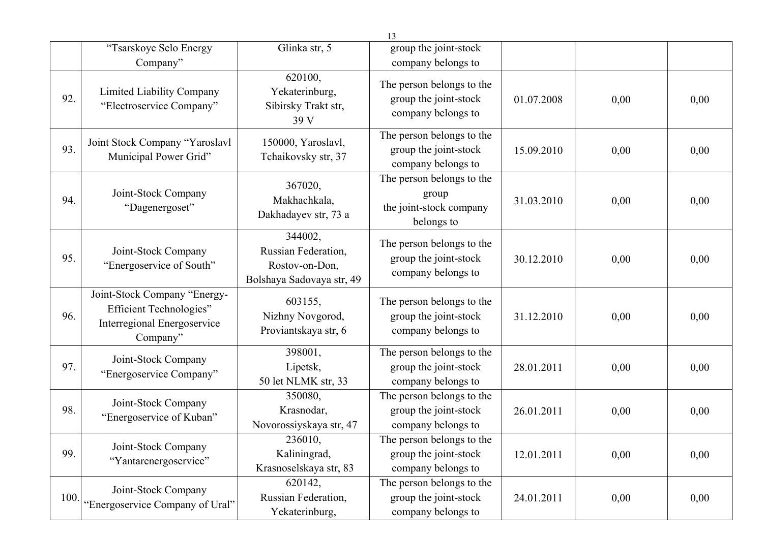| | | | | | | |
|---|---|---|---|---|---|---|
| | "Tsarskoye Selo Energy Company" | Glinka str, 5 | group the joint-stock company belongs to | | | |
| 92. | Limited Liability Company "Electroservice Company" | 620100, Yekaterinburg, Sibirsky Trakt str, 39 V | The person belongs to the group the joint-stock company belongs to | 01.07.2008 | 0,00 | 0,00 |
| 93. | Joint Stock Company "Yaroslavl Municipal Power Grid" | 150000, Yaroslavl, Tchaikovsky str, 37 | The person belongs to the group the joint-stock company belongs to | 15.09.2010 | 0,00 | 0,00 |
| 94. | Joint-Stock Company "Dagenergoset" | 367020, Makhachkala, Dakhadayev str, 73 a | The person belongs to the group the joint-stock company belongs to | 31.03.2010 | 0,00 | 0,00 |
| 95. | Joint-Stock Company "Energoservice of South" | 344002, Russian Federation, Rostov-on-Don, Bolshaya Sadovaya str, 49 | The person belongs to the group the joint-stock company belongs to | 30.12.2010 | 0,00 | 0,00 |
| 96. | Joint-Stock Company "Energy-Efficient Technologies" Interregional Energoservice Company" | 603155, Nizhny Novgorod, Proviantskaya str, 6 | The person belongs to the group the joint-stock company belongs to | 31.12.2010 | 0,00 | 0,00 |
| 97. | Joint-Stock Company "Energoservice Company" | 398001, Lipetsk, 50 let NLMK str, 33 | The person belongs to the group the joint-stock company belongs to | 28.01.2011 | 0,00 | 0,00 |
| 98. | Joint-Stock Company "Energoservice of Kuban" | 350080, Krasnodar, Novorossiyskaya str, 47 | The person belongs to the group the joint-stock company belongs to | 26.01.2011 | 0,00 | 0,00 |
| 99. | Joint-Stock Company "Yantarenergoservice" | 236010, Kaliningrad, Krasnoselskaya str, 83 | The person belongs to the group the joint-stock company belongs to | 12.01.2011 | 0,00 | 0,00 |
| 100. | Joint-Stock Company "Energoservice Company of Ural" | 620142, Russian Federation, Yekaterinburg, | The person belongs to the group the joint-stock company belongs to | 24.01.2011 | 0,00 | 0,00 |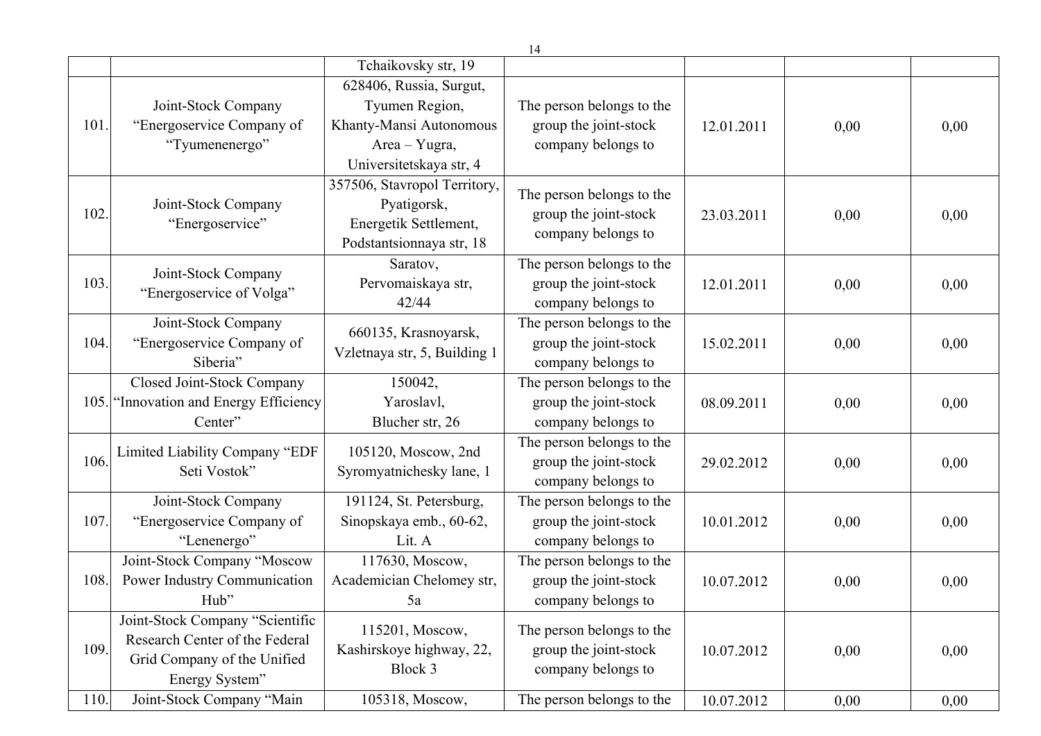| | | Tchaikovsky str, 19 | | | | |
|---|---|---|---|---|---|---|
| 101. | Joint-Stock Company “Energoservice Company of “Tyumenenergo” | 628406, Russia, Surgut, Tyumen Region, Khanty-Mansi Autonomous Area – Yugra, Universitetskaya str, 4 | The person belongs to the group the joint-stock company belongs to | 12.01.2011 | 0,00 | 0,00 |
| 102. | Joint-Stock Company “Energoservice” | 357506, Stavropol Territory, Pyatigorsk, Energetik Settlement, Podstantsionnaya str, 18 | The person belongs to the group the joint-stock company belongs to | 23.03.2011 | 0,00 | 0,00 |
| 103. | Joint-Stock Company “Energoservice of Volga” | Saratov, Pervomaiskaya str, 42/44 | The person belongs to the group the joint-stock company belongs to | 12.01.2011 | 0,00 | 0,00 |
| 104. | Joint-Stock Company “Energoservice Company of Siberia” | 660135, Krasnoyarsk, Vzletnaya str, 5, Building 1 | The person belongs to the group the joint-stock company belongs to | 15.02.2011 | 0,00 | 0,00 |
| 105. | Closed Joint-Stock Company “Innovation and Energy Efficiency Center” | 150042, Yaroslavl, Blucher str, 26 | The person belongs to the group the joint-stock company belongs to | 08.09.2011 | 0,00 | 0,00 |
| 106. | Limited Liability Company “EDF Seti Vostok” | 105120, Moscow, 2nd Syromyatnichesky lane, 1 | The person belongs to the group the joint-stock company belongs to | 29.02.2012 | 0,00 | 0,00 |
| 107. | Joint-Stock Company “Energoservice Company of “Lenenergo” | 191124, St. Petersburg, Sinopskaya emb., 60-62, Lit. A | The person belongs to the group the joint-stock company belongs to | 10.01.2012 | 0,00 | 0,00 |
| 108. | Joint-Stock Company “Moscow Power Industry Communication Hub” | 117630, Moscow, Academician Chelomey str, 5a | The person belongs to the group the joint-stock company belongs to | 10.07.2012 | 0,00 | 0,00 |
| 109. | Joint-Stock Company “Scientific Research Center of the Federal Grid Company of the Unified Energy System” | 115201, Moscow, Kashirskoye highway, 22, Block 3 | The person belongs to the group the joint-stock company belongs to | 10.07.2012 | 0,00 | 0,00 |
| 110. | Joint-Stock Company “Main | 105318, Moscow, | The person belongs to the | 10.07.2012 | 0,00 | 0,00 |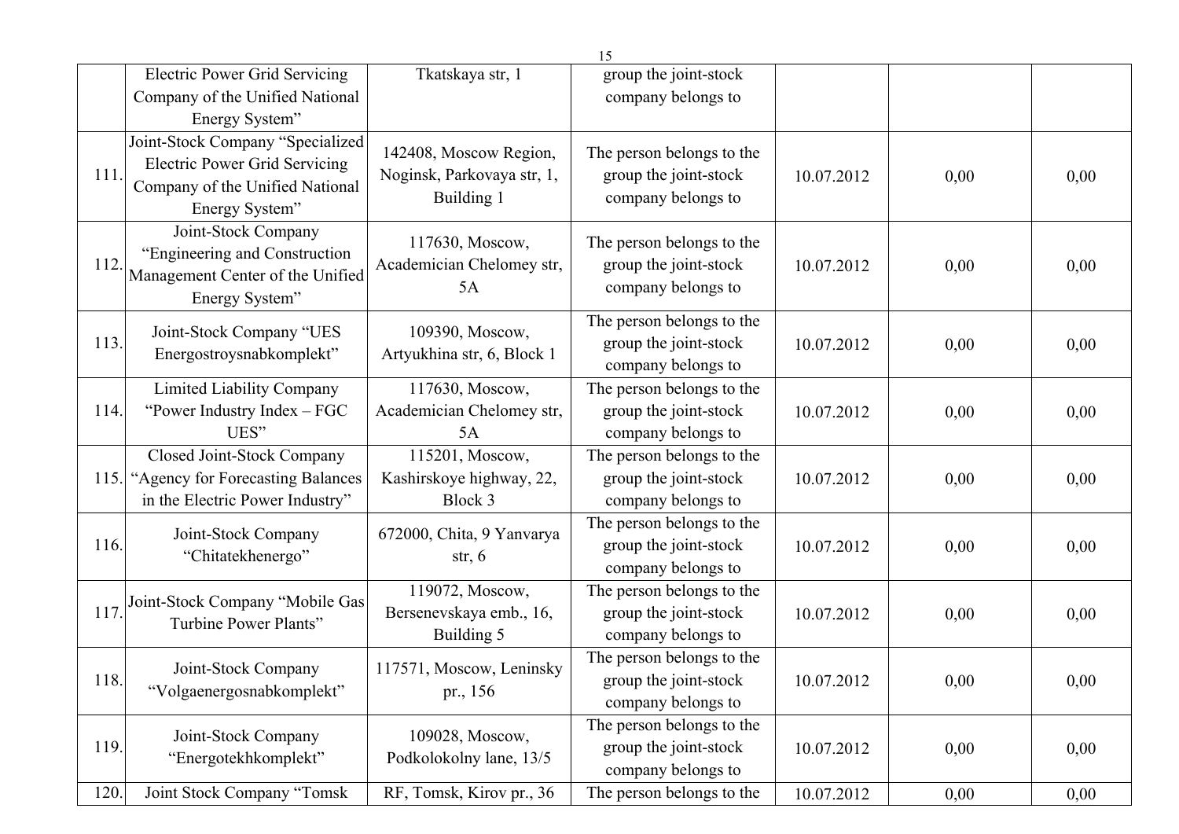| | | | | | | |
|---|---|---|---|---|---|---|
| | Electric Power Grid Servicing Company of the Unified National Energy System" | Tkatskaya str, 1 | group the joint-stock company belongs to | | | |
| 111. | Joint-Stock Company "Specialized Electric Power Grid Servicing Company of the Unified National Energy System" | 142408, Moscow Region, Noginsk, Parkovaya str, 1, Building 1 | The person belongs to the group the joint-stock company belongs to | 10.07.2012 | 0,00 | 0,00 |
| 112. | Joint-Stock Company "Engineering and Construction Management Center of the Unified Energy System" | 117630, Moscow, Academician Chelomey str, 5A | The person belongs to the group the joint-stock company belongs to | 10.07.2012 | 0,00 | 0,00 |
| 113. | Joint-Stock Company "UES Energostroysnabkomplekt" | 109390, Moscow, Artyukhina str, 6, Block 1 | The person belongs to the group the joint-stock company belongs to | 10.07.2012 | 0,00 | 0,00 |
| 114. | Limited Liability Company "Power Industry Index – FGC UES" | 117630, Moscow, Academician Chelomey str, 5A | The person belongs to the group the joint-stock company belongs to | 10.07.2012 | 0,00 | 0,00 |
| 115. | Closed Joint-Stock Company "Agency for Forecasting Balances in the Electric Power Industry" | 115201, Moscow, Kashirskoye highway, 22, Block 3 | The person belongs to the group the joint-stock company belongs to | 10.07.2012 | 0,00 | 0,00 |
| 116. | Joint-Stock Company "Chitatekhenergo" | 672000, Chita, 9 Yanvarya str, 6 | The person belongs to the group the joint-stock company belongs to | 10.07.2012 | 0,00 | 0,00 |
| 117. | Joint-Stock Company "Mobile Gas Turbine Power Plants" | 119072, Moscow, Bersenevskaya emb., 16, Building 5 | The person belongs to the group the joint-stock company belongs to | 10.07.2012 | 0,00 | 0,00 |
| 118. | Joint-Stock Company "Volgaenergosnabkomplekt" | 117571, Moscow, Leninsky pr., 156 | The person belongs to the group the joint-stock company belongs to | 10.07.2012 | 0,00 | 0,00 |
| 119. | Joint-Stock Company "Energotekhkomplekt" | 109028, Moscow, Podkolokolny lane, 13/5 | The person belongs to the group the joint-stock company belongs to | 10.07.2012 | 0,00 | 0,00 |
| 120. | Joint Stock Company "Tomsk | RF, Tomsk, Kirov pr., 36 | The person belongs to the | 10.07.2012 | 0,00 | 0,00 |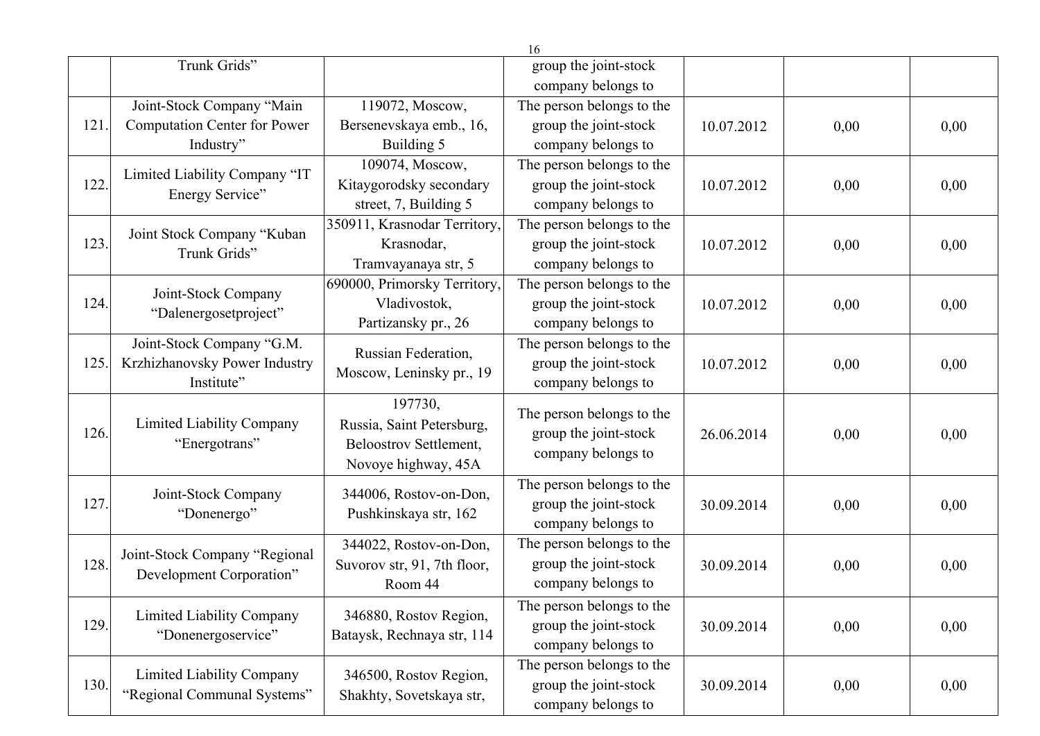|  |  |  |  |  |  |  |
|---|---|---|---|---|---|---|
|  | Trunk Grids” |  | group the joint-stock company belongs to |  |  |  |
| 121. | Joint-Stock Company “Main Computation Center for Power Industry” | 119072, Moscow, Bersenevskaya emb., 16, Building 5 | The person belongs to the group the joint-stock company belongs to | 10.07.2012 | 0,00 | 0,00 |
| 122. | Limited Liability Company “IT Energy Service” | 109074, Moscow, Kitaygorodsky secondary street, 7, Building 5 | The person belongs to the group the joint-stock company belongs to | 10.07.2012 | 0,00 | 0,00 |
| 123. | Joint Stock Company “Kuban Trunk Grids” | 350911, Krasnodar Territory, Krasnodar, Tramvayanaya str, 5 | The person belongs to the group the joint-stock company belongs to | 10.07.2012 | 0,00 | 0,00 |
| 124. | Joint-Stock Company “Dalenergosetproject” | 690000, Primorsky Territory, Vladivostok, Partizansky pr., 26 | The person belongs to the group the joint-stock company belongs to | 10.07.2012 | 0,00 | 0,00 |
| 125. | Joint-Stock Company “G.M. Krzhizhanovsky Power Industry Institute” | Russian Federation, Moscow, Leninsky pr., 19 | The person belongs to the group the joint-stock company belongs to | 10.07.2012 | 0,00 | 0,00 |
| 126. | Limited Liability Company “Energotrans” | 197730, Russia, Saint Petersburg, Beloostrov Settlement, Novoye highway, 45A | The person belongs to the group the joint-stock company belongs to | 26.06.2014 | 0,00 | 0,00 |
| 127. | Joint-Stock Company “Donenergo” | 344006, Rostov-on-Don, Pushkinskaya str, 162 | The person belongs to the group the joint-stock company belongs to | 30.09.2014 | 0,00 | 0,00 |
| 128. | Joint-Stock Company “Regional Development Corporation” | 344022, Rostov-on-Don, Suvorov str, 91, 7th floor, Room 44 | The person belongs to the group the joint-stock company belongs to | 30.09.2014 | 0,00 | 0,00 |
| 129. | Limited Liability Company “Donenergoservice” | 346880, Rostov Region, Bataysk, Rechnaya str, 114 | The person belongs to the group the joint-stock company belongs to | 30.09.2014 | 0,00 | 0,00 |
| 130. | Limited Liability Company “Regional Communal Systems” | 346500, Rostov Region, Shakhty, Sovetskaya str, | The person belongs to the group the joint-stock company belongs to | 30.09.2014 | 0,00 | 0,00 |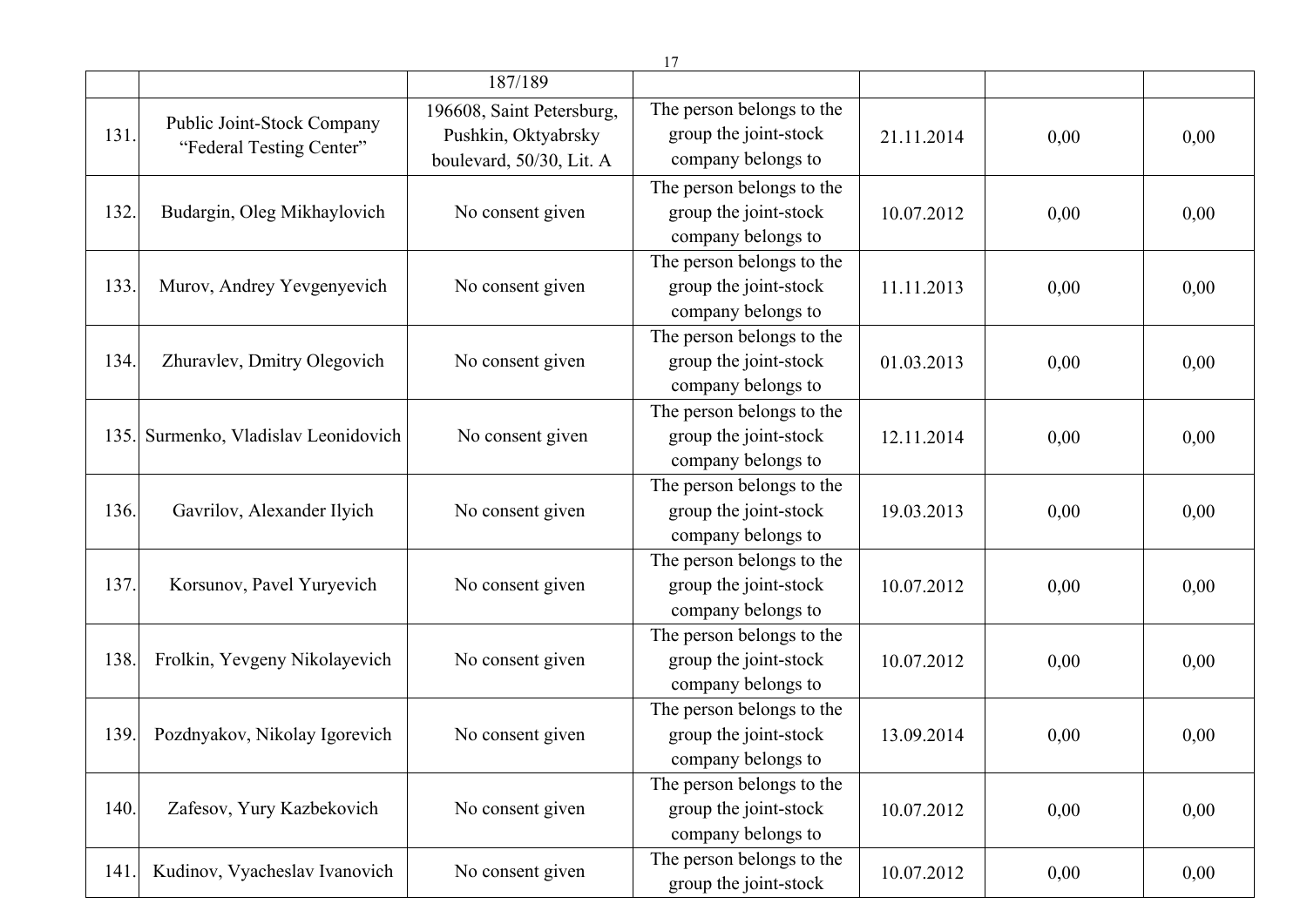|  |  | 187/189 |  |  |  |  |
|---|---|---|---|---|---|---|
| 131. | Public Joint-Stock Company “Federal Testing Center” | 196608, Saint Petersburg, Pushkin, Oktyabrsky boulevard, 50/30, Lit. A | The person belongs to the group the joint-stock company belongs to | 21.11.2014 | 0,00 | 0,00 |
| 132. | Budargin, Oleg Mikhaylovich | No consent given | The person belongs to the group the joint-stock company belongs to | 10.07.2012 | 0,00 | 0,00 |
| 133. | Murov, Andrey Yevgenyevich | No consent given | The person belongs to the group the joint-stock company belongs to | 11.11.2013 | 0,00 | 0,00 |
| 134. | Zhuravlev, Dmitry Olegovich | No consent given | The person belongs to the group the joint-stock company belongs to | 01.03.2013 | 0,00 | 0,00 |
| 135. | Surmenko, Vladislav Leonidovich | No consent given | The person belongs to the group the joint-stock company belongs to | 12.11.2014 | 0,00 | 0,00 |
| 136. | Gavrilov, Alexander Ilyich | No consent given | The person belongs to the group the joint-stock company belongs to | 19.03.2013 | 0,00 | 0,00 |
| 137. | Korsunov, Pavel Yuryevich | No consent given | The person belongs to the group the joint-stock company belongs to | 10.07.2012 | 0,00 | 0,00 |
| 138. | Frolkin, Yevgeny Nikolayevich | No consent given | The person belongs to the group the joint-stock company belongs to | 10.07.2012 | 0,00 | 0,00 |
| 139. | Pozdnyakov, Nikolay Igorevich | No consent given | The person belongs to the group the joint-stock company belongs to | 13.09.2014 | 0,00 | 0,00 |
| 140. | Zafesov, Yury Kazbekovich | No consent given | The person belongs to the group the joint-stock company belongs to | 10.07.2012 | 0,00 | 0,00 |
| 141. | Kudinov, Vyacheslav Ivanovich | No consent given | The person belongs to the group the joint-stock | 10.07.2012 | 0,00 | 0,00 |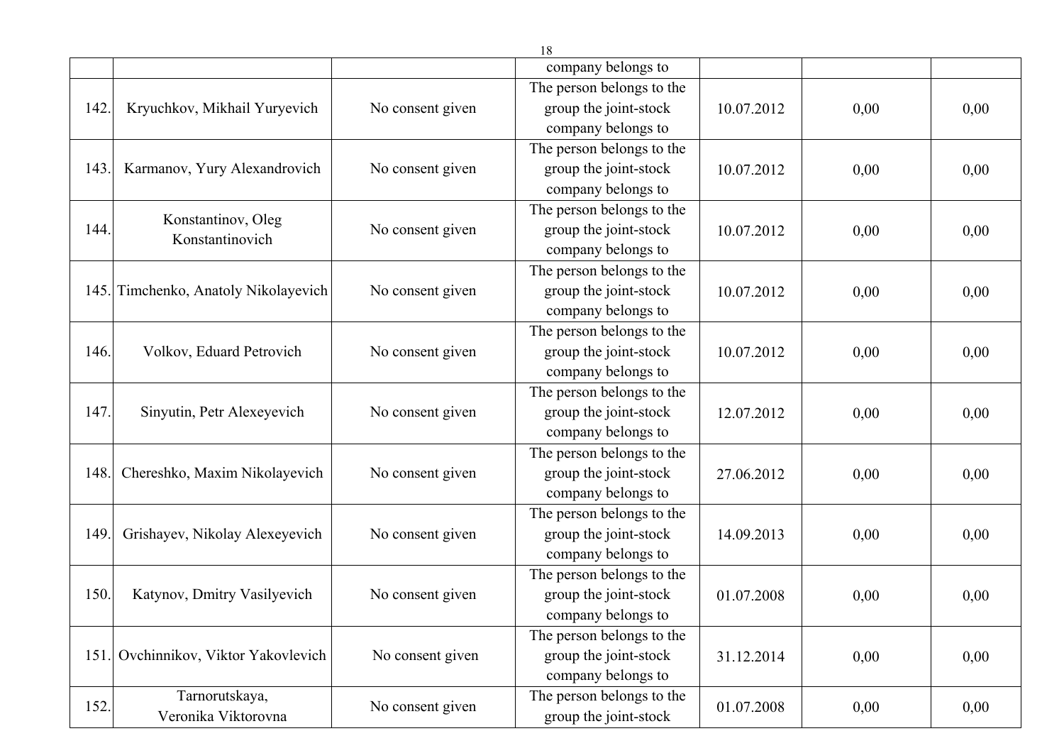| | | | | | | |
|---|---|---|---|---|---|---|
| | | | company belongs to | | | |
| 142. | Kryuchkov, Mikhail Yuryevich | No consent given | The person belongs to the group the joint-stock company belongs to | 10.07.2012 | 0,00 | 0,00 |
| 143. | Karmanov, Yury Alexandrovich | No consent given | The person belongs to the group the joint-stock company belongs to | 10.07.2012 | 0,00 | 0,00 |
| 144. | Konstantinov, Oleg Konstantinovich | No consent given | The person belongs to the group the joint-stock company belongs to | 10.07.2012 | 0,00 | 0,00 |
| 145. | Timchenko, Anatoly Nikolayevich | No consent given | The person belongs to the group the joint-stock company belongs to | 10.07.2012 | 0,00 | 0,00 |
| 146. | Volkov, Eduard Petrovich | No consent given | The person belongs to the group the joint-stock company belongs to | 10.07.2012 | 0,00 | 0,00 |
| 147. | Sinyutin, Petr Alexeyevich | No consent given | The person belongs to the group the joint-stock company belongs to | 12.07.2012 | 0,00 | 0,00 |
| 148. | Chereshko, Maxim Nikolayevich | No consent given | The person belongs to the group the joint-stock company belongs to | 27.06.2012 | 0,00 | 0,00 |
| 149. | Grishayev, Nikolay Alexeyevich | No consent given | The person belongs to the group the joint-stock company belongs to | 14.09.2013 | 0,00 | 0,00 |
| 150. | Katynov, Dmitry Vasilyevich | No consent given | The person belongs to the group the joint-stock company belongs to | 01.07.2008 | 0,00 | 0,00 |
| 151. | Ovchinnikov, Viktor Yakovlevich | No consent given | The person belongs to the group the joint-stock company belongs to | 31.12.2014 | 0,00 | 0,00 |
| 152. | Tarnorutskaya, Veronika Viktorovna | No consent given | The person belongs to the group the joint-stock | 01.07.2008 | 0,00 | 0,00 |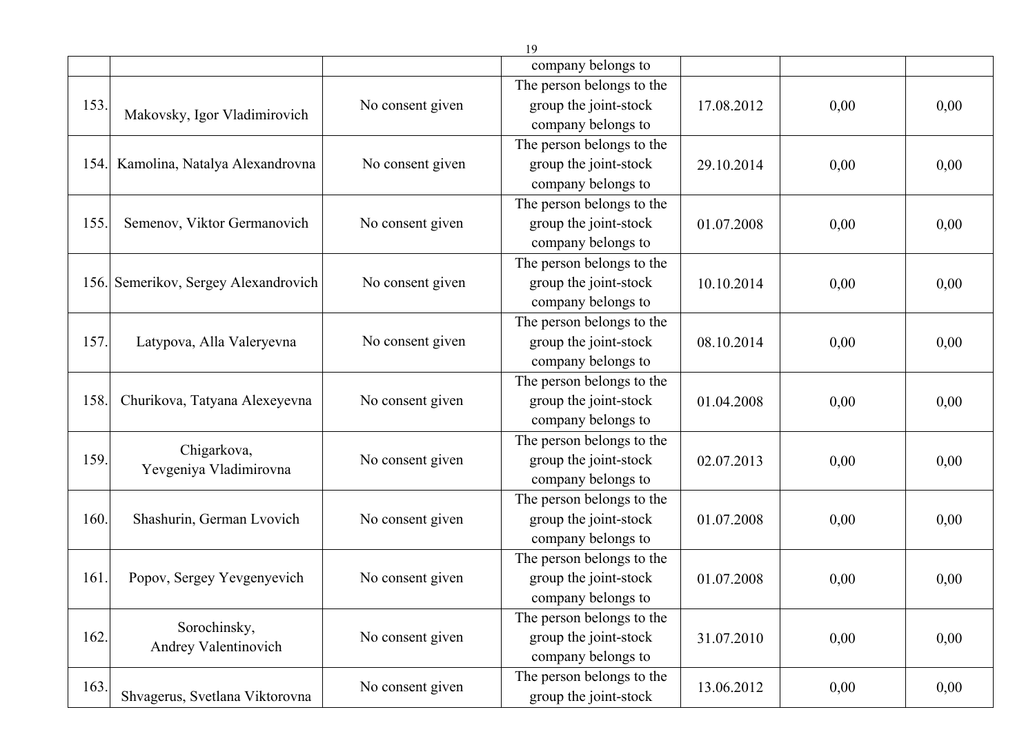| | | | company belongs to | | | |
|---|---|---|---|---|---|---|
| 153. | Makovsky, Igor Vladimirovich | No consent given | The person belongs to the group the joint-stock company belongs to | 17.08.2012 | 0,00 | 0,00 |
| 154. | Kamolina, Natalya Alexandrovna | No consent given | The person belongs to the group the joint-stock company belongs to | 29.10.2014 | 0,00 | 0,00 |
| 155. | Semenov, Viktor Germanovich | No consent given | The person belongs to the group the joint-stock company belongs to | 01.07.2008 | 0,00 | 0,00 |
| 156. | Semerikov, Sergey Alexandrovich | No consent given | The person belongs to the group the joint-stock company belongs to | 10.10.2014 | 0,00 | 0,00 |
| 157. | Latypova, Alla Valeryevna | No consent given | The person belongs to the group the joint-stock company belongs to | 08.10.2014 | 0,00 | 0,00 |
| 158. | Churikova, Tatyana Alexeyevna | No consent given | The person belongs to the group the joint-stock company belongs to | 01.04.2008 | 0,00 | 0,00 |
| 159. | Chigarkova, Yevgeniya Vladimirovna | No consent given | The person belongs to the group the joint-stock company belongs to | 02.07.2013 | 0,00 | 0,00 |
| 160. | Shashurin, German Lvovich | No consent given | The person belongs to the group the joint-stock company belongs to | 01.07.2008 | 0,00 | 0,00 |
| 161. | Popov, Sergey Yevgenyevich | No consent given | The person belongs to the group the joint-stock company belongs to | 01.07.2008 | 0,00 | 0,00 |
| 162. | Sorochinsky, Andrey Valentinovich | No consent given | The person belongs to the group the joint-stock company belongs to | 31.07.2010 | 0,00 | 0,00 |
| 163. | Shvagerus, Svetlana Viktorovna | No consent given | The person belongs to the group the joint-stock | 13.06.2012 | 0,00 | 0,00 |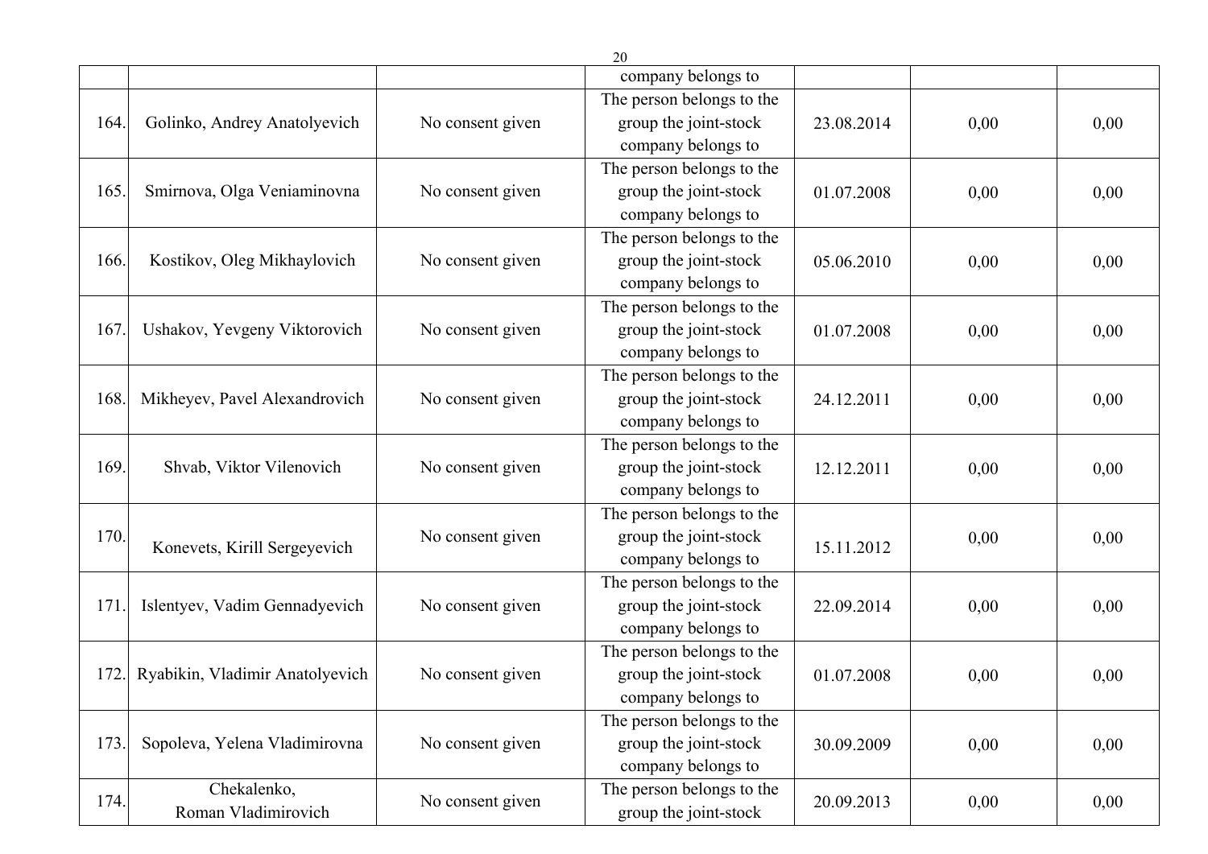| | | | company belongs to | | | |
|---|---|---|---|---|---|---|
| 164. | Golinko, Andrey Anatolyevich | No consent given | The person belongs to the group the joint-stock company belongs to | 23.08.2014 | 0,00 | 0,00 |
| 165. | Smirnova, Olga Veniaminovna | No consent given | The person belongs to the group the joint-stock company belongs to | 01.07.2008 | 0,00 | 0,00 |
| 166. | Kostikov, Oleg Mikhaylovich | No consent given | The person belongs to the group the joint-stock company belongs to | 05.06.2010 | 0,00 | 0,00 |
| 167. | Ushakov, Yevgeny Viktorovich | No consent given | The person belongs to the group the joint-stock company belongs to | 01.07.2008 | 0,00 | 0,00 |
| 168. | Mikheyev, Pavel Alexandrovich | No consent given | The person belongs to the group the joint-stock company belongs to | 24.12.2011 | 0,00 | 0,00 |
| 169. | Shvab, Viktor Vilenovich | No consent given | The person belongs to the group the joint-stock company belongs to | 12.12.2011 | 0,00 | 0,00 |
| 170. | Konevets, Kirill Sergeyevich | No consent given | The person belongs to the group the joint-stock company belongs to | 15.11.2012 | 0,00 | 0,00 |
| 171. | Islentyev, Vadim Gennadyevich | No consent given | The person belongs to the group the joint-stock company belongs to | 22.09.2014 | 0,00 | 0,00 |
| 172. | Ryabikin, Vladimir Anatolyevich | No consent given | The person belongs to the group the joint-stock company belongs to | 01.07.2008 | 0,00 | 0,00 |
| 173. | Sopoleva, Yelena Vladimirovna | No consent given | The person belongs to the group the joint-stock company belongs to | 30.09.2009 | 0,00 | 0,00 |
| 174. | Chekalenko, Roman Vladimirovich | No consent given | The person belongs to the group the joint-stock | 20.09.2013 | 0,00 | 0,00 |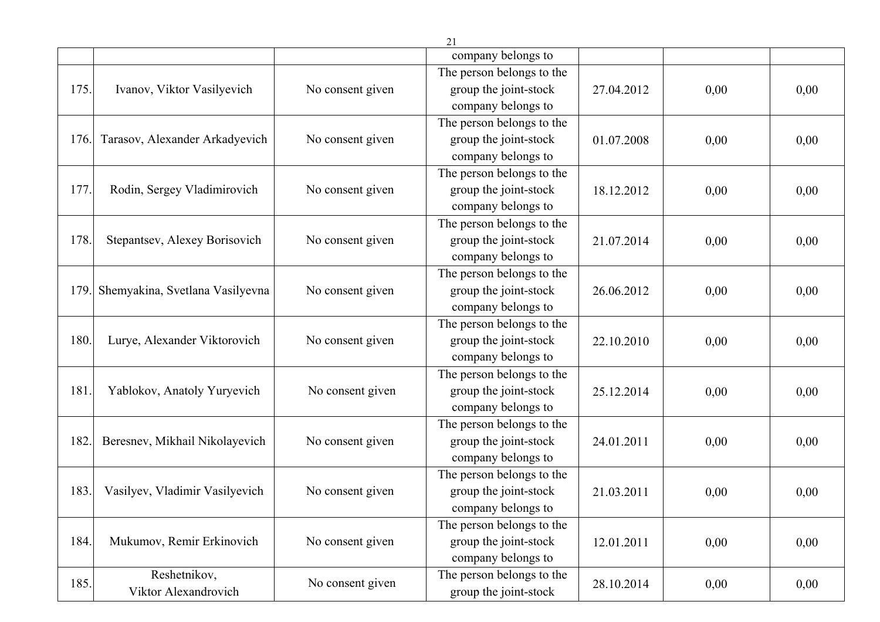| | | | company belongs to | | | |
|---|---|---|---|---|---|---|
| 175. | Ivanov, Viktor Vasilyevich | No consent given | The person belongs to the group the joint-stock company belongs to | 27.04.2012 | 0,00 | 0,00 |
| 176. | Tarasov, Alexander Arkadyevich | No consent given | The person belongs to the group the joint-stock company belongs to | 01.07.2008 | 0,00 | 0,00 |
| 177. | Rodin, Sergey Vladimirovich | No consent given | The person belongs to the group the joint-stock company belongs to | 18.12.2012 | 0,00 | 0,00 |
| 178. | Stepantsev, Alexey Borisovich | No consent given | The person belongs to the group the joint-stock company belongs to | 21.07.2014 | 0,00 | 0,00 |
| 179. | Shemyakina, Svetlana Vasilyevna | No consent given | The person belongs to the group the joint-stock company belongs to | 26.06.2012 | 0,00 | 0,00 |
| 180. | Lurye, Alexander Viktorovich | No consent given | The person belongs to the group the joint-stock company belongs to | 22.10.2010 | 0,00 | 0,00 |
| 181. | Yablokov, Anatoly Yuryevich | No consent given | The person belongs to the group the joint-stock company belongs to | 25.12.2014 | 0,00 | 0,00 |
| 182. | Beresnev, Mikhail Nikolayevich | No consent given | The person belongs to the group the joint-stock company belongs to | 24.01.2011 | 0,00 | 0,00 |
| 183. | Vasilyev, Vladimir Vasilyevich | No consent given | The person belongs to the group the joint-stock company belongs to | 21.03.2011 | 0,00 | 0,00 |
| 184. | Mukumov, Remir Erkinovich | No consent given | The person belongs to the group the joint-stock company belongs to | 12.01.2011 | 0,00 | 0,00 |
| 185. | Reshetnikov, Viktor Alexandrovich | No consent given | The person belongs to the group the joint-stock | 28.10.2014 | 0,00 | 0,00 |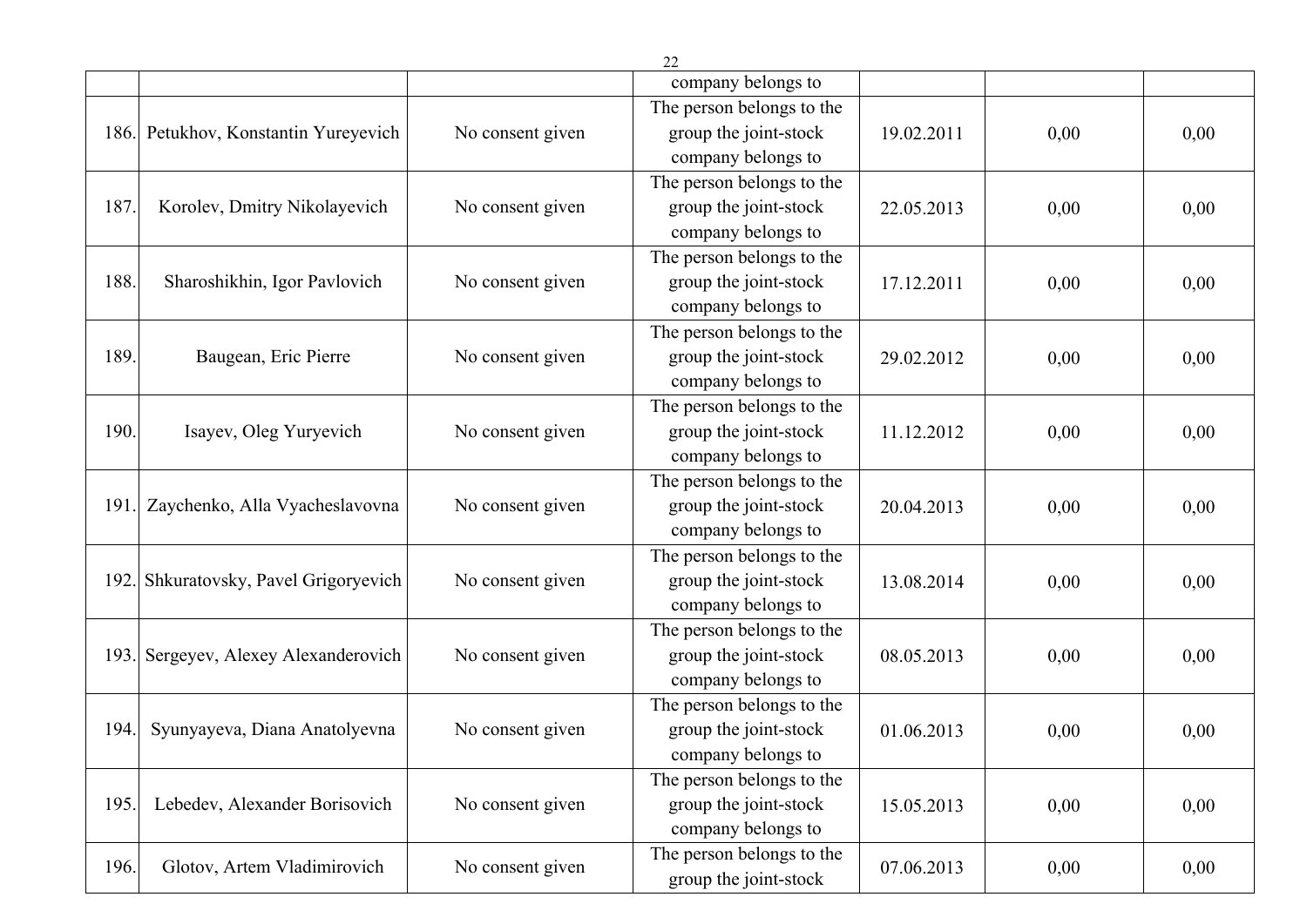| | | | company belongs to | | | |
|---|---|---|---|---|---|---|
| 186. | Petukhov, Konstantin Yureyevich | No consent given | The person belongs to the group the joint-stock company belongs to | 19.02.2011 | 0,00 | 0,00 |
| 187. | Korolev, Dmitry Nikolayevich | No consent given | The person belongs to the group the joint-stock company belongs to | 22.05.2013 | 0,00 | 0,00 |
| 188. | Sharoshikhin, Igor Pavlovich | No consent given | The person belongs to the group the joint-stock company belongs to | 17.12.2011 | 0,00 | 0,00 |
| 189. | Baugean, Eric Pierre | No consent given | The person belongs to the group the joint-stock company belongs to | 29.02.2012 | 0,00 | 0,00 |
| 190. | Isayev, Oleg Yuryevich | No consent given | The person belongs to the group the joint-stock company belongs to | 11.12.2012 | 0,00 | 0,00 |
| 191. | Zaychenko, Alla Vyacheslavovna | No consent given | The person belongs to the group the joint-stock company belongs to | 20.04.2013 | 0,00 | 0,00 |
| 192. | Shkuratovsky, Pavel Grigoryevich | No consent given | The person belongs to the group the joint-stock company belongs to | 13.08.2014 | 0,00 | 0,00 |
| 193. | Sergeyev, Alexey Alexanderovich | No consent given | The person belongs to the group the joint-stock company belongs to | 08.05.2013 | 0,00 | 0,00 |
| 194. | Syunyayeva, Diana Anatolyevna | No consent given | The person belongs to the group the joint-stock company belongs to | 01.06.2013 | 0,00 | 0,00 |
| 195. | Lebedev, Alexander Borisovich | No consent given | The person belongs to the group the joint-stock company belongs to | 15.05.2013 | 0,00 | 0,00 |
| 196. | Glotov, Artem Vladimirovich | No consent given | The person belongs to the group the joint-stock | 07.06.2013 | 0,00 | 0,00 |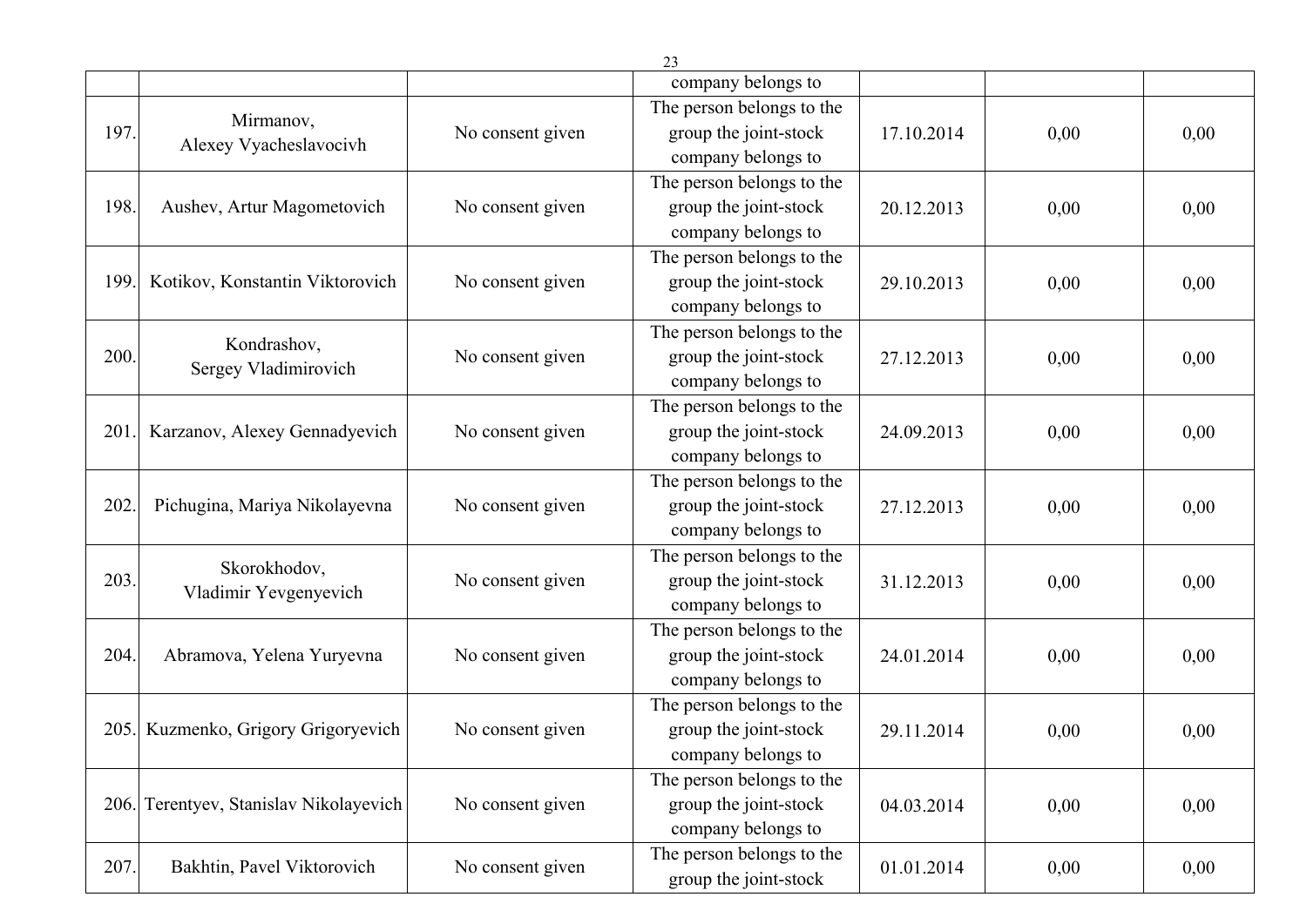| | | | company belongs to | | | |
|---|---|---|---|---|---|---|
| 197. | Mirmanov, Alexey Vyacheslavocivh | No consent given | The person belongs to the group the joint-stock company belongs to | 17.10.2014 | 0,00 | 0,00 |
| 198. | Aushev, Artur Magometovich | No consent given | The person belongs to the group the joint-stock company belongs to | 20.12.2013 | 0,00 | 0,00 |
| 199. | Kotikov, Konstantin Viktorovich | No consent given | The person belongs to the group the joint-stock company belongs to | 29.10.2013 | 0,00 | 0,00 |
| 200. | Kondrashov, Sergey Vladimirovich | No consent given | The person belongs to the group the joint-stock company belongs to | 27.12.2013 | 0,00 | 0,00 |
| 201. | Karzanov, Alexey Gennadyevich | No consent given | The person belongs to the group the joint-stock company belongs to | 24.09.2013 | 0,00 | 0,00 |
| 202. | Pichugina, Mariya Nikolayevna | No consent given | The person belongs to the group the joint-stock company belongs to | 27.12.2013 | 0,00 | 0,00 |
| 203. | Skorokhodov, Vladimir Yevgenyevich | No consent given | The person belongs to the group the joint-stock company belongs to | 31.12.2013 | 0,00 | 0,00 |
| 204. | Abramova, Yelena Yuryevna | No consent given | The person belongs to the group the joint-stock company belongs to | 24.01.2014 | 0,00 | 0,00 |
| 205. | Kuzmenko, Grigory Grigoryevich | No consent given | The person belongs to the group the joint-stock company belongs to | 29.11.2014 | 0,00 | 0,00 |
| 206. | Terentyev, Stanislav Nikolayevich | No consent given | The person belongs to the group the joint-stock company belongs to | 04.03.2014 | 0,00 | 0,00 |
| 207. | Bakhtin, Pavel Viktorovich | No consent given | The person belongs to the group the joint-stock | 01.01.2014 | 0,00 | 0,00 |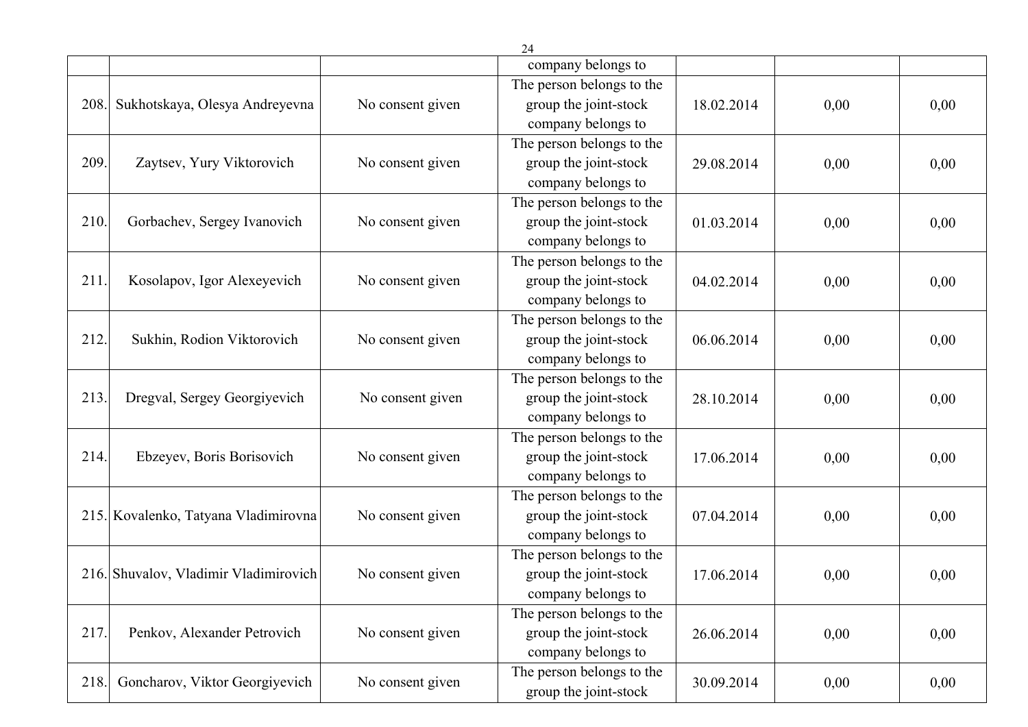| | | | company belongs to | | | |
|---|---|---|---|---|---|---|
| 208. | Sukhotskaya, Olesya Andreyevna | No consent given | The person belongs to the group the joint-stock company belongs to | 18.02.2014 | 0,00 | 0,00 |
| 209. | Zaytsev, Yury Viktorovich | No consent given | The person belongs to the group the joint-stock company belongs to | 29.08.2014 | 0,00 | 0,00 |
| 210. | Gorbachev, Sergey Ivanovich | No consent given | The person belongs to the group the joint-stock company belongs to | 01.03.2014 | 0,00 | 0,00 |
| 211. | Kosolapov, Igor Alexeyevich | No consent given | The person belongs to the group the joint-stock company belongs to | 04.02.2014 | 0,00 | 0,00 |
| 212. | Sukhin, Rodion Viktorovich | No consent given | The person belongs to the group the joint-stock company belongs to | 06.06.2014 | 0,00 | 0,00 |
| 213. | Dregval, Sergey Georgiyevich | No consent given | The person belongs to the group the joint-stock company belongs to | 28.10.2014 | 0,00 | 0,00 |
| 214. | Ebzeyev, Boris Borisovich | No consent given | The person belongs to the group the joint-stock company belongs to | 17.06.2014 | 0,00 | 0,00 |
| 215. | Kovalenko, Tatyana Vladimirovna | No consent given | The person belongs to the group the joint-stock company belongs to | 07.04.2014 | 0,00 | 0,00 |
| 216. | Shuvalov, Vladimir Vladimirovich | No consent given | The person belongs to the group the joint-stock company belongs to | 17.06.2014 | 0,00 | 0,00 |
| 217. | Penkov, Alexander Petrovich | No consent given | The person belongs to the group the joint-stock company belongs to | 26.06.2014 | 0,00 | 0,00 |
| 218. | Goncharov, Viktor Georgiyevich | No consent given | The person belongs to the group the joint-stock | 30.09.2014 | 0,00 | 0,00 |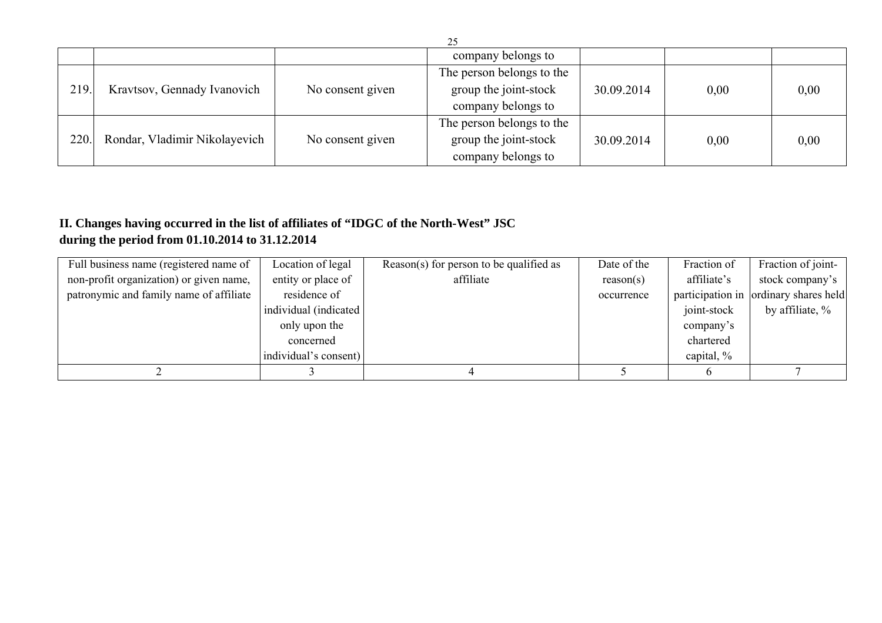| | | | company belongs to | | | |
|---|---|---|---|---|---|---|
| 219. | Kravtsov, Gennady Ivanovich | No consent given | The person belongs to the group the joint-stock company belongs to | 30.09.2014 | 0,00 | 0,00 |
| 220. | Rondar, Vladimir Nikolayevich | No consent given | The person belongs to the group the joint-stock company belongs to | 30.09.2014 | 0,00 | 0,00 |

**II. Changes having occurred in the list of affiliates of "IDGC of the North-West" JSC during the period from 01.10.2014 to 31.12.2014**

| Full business name (registered name of non-profit organization) or given name, patronymic and family name of affiliate | Location of legal entity or place of residence of individual (indicated only upon the concerned individual's consent) | Reason(s) for person to be qualified as affiliate | Date of the reason(s) occurrence | Fraction of affiliate's participation in joint-stock company's chartered capital, % | Fraction of joint-stock company's ordinary shares held by affiliate, % |
|---|---|---|---|---|---|
| 2 | 3 | 4 | 5 | 6 | 7 |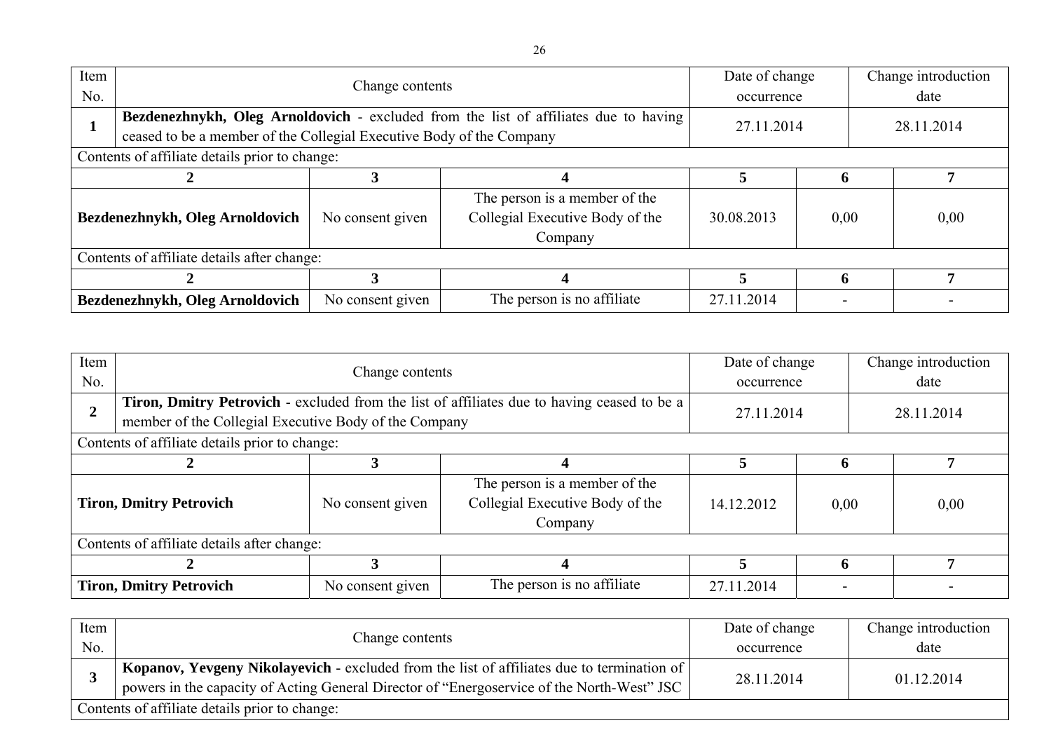| Item No. | Change contents | | | Date of change occurrence | | Change introduction date |
|---|---|---|---|---|---|---|
| **1** | **Bezdenezhnykh, Oleg Arnoldovich** - excluded from the list of affiliates due to having ceased to be a member of the Collegial Executive Body of the Company | | | 27.11.2014 | | 28.11.2014 |
| Contents of affiliate details prior to change: | | | | | | |
| **2** | | **3** | **4** | **5** | **6** | **7** |
| **Bezdenezhnykh, Oleg Arnoldovich** | | No consent given | The person is a member of the Collegial Executive Body of the Company | 30.08.2013 | 0,00 | 0,00 |
| Contents of affiliate details after change: | | | | | | |
| **2** | | **3** | **4** | **5** | **6** | **7** |
| **Bezdenezhnykh, Oleg Arnoldovich** | | No consent given | The person is no affiliate | 27.11.2014 | - | - |

| Item No. | Change contents | | | Date of change occurrence | | Change introduction date |
|---|---|---|---|---|---|---|
| **2** | **Tiron, Dmitry Petrovich** - excluded from the list of affiliates due to having ceased to be a member of the Collegial Executive Body of the Company | | | 27.11.2014 | | 28.11.2014 |
| Contents of affiliate details prior to change: | | | | | | |
| **2** | | **3** | **4** | **5** | **6** | **7** |
| **Tiron, Dmitry Petrovich** | | No consent given | The person is a member of the Collegial Executive Body of the Company | 14.12.2012 | 0,00 | 0,00 |
| Contents of affiliate details after change: | | | | | | |
| **2** | | **3** | **4** | **5** | **6** | **7** |
| **Tiron, Dmitry Petrovich** | | No consent given | The person is no affiliate | 27.11.2014 | - | - |

| Item No. | Change contents | Date of change occurrence | Change introduction date |
|---|---|---|---|
| **3** | **Kopanov, Yevgeny Nikolayevich** - excluded from the list of affiliates due to termination of powers in the capacity of Acting General Director of "Energoservice of the North-West" JSC | 28.11.2014 | 01.12.2014 |
| Contents of affiliate details prior to change: | | | |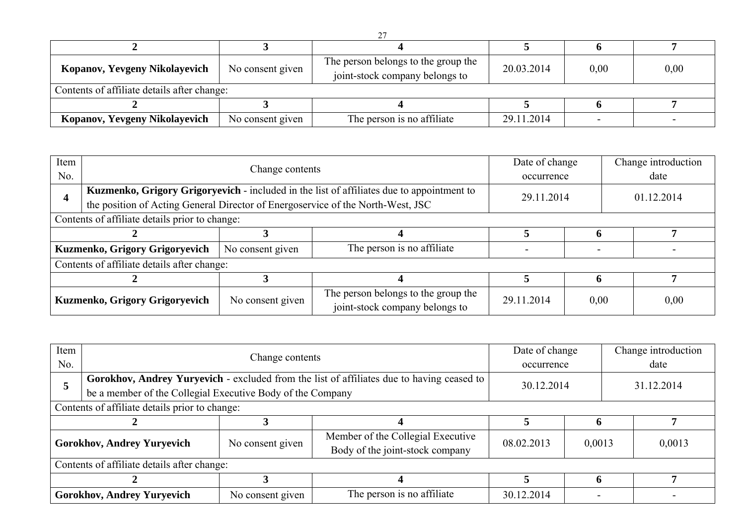| 2 | 3 | 4 | 5 | 6 | 7 |
|---|---|---|---|---|---|
| **Kopanov, Yevgeny Nikolayevich** | No consent given | The person belongs to the group the joint-stock company belongs to | 20.03.2014 | 0,00 | 0,00 |
| Contents of affiliate details after change: | | | | | |
| **2** | **3** | **4** | **5** | **6** | **7** |
| **Kopanov, Yevgeny Nikolayevich** | No consent given | The person is no affiliate | 29.11.2014 | - | - |

| Item No. | Change contents | | | Date of change occurrence | | Change introduction date |
|---|---|---|---|---|---|---|
| **4** | **Kuzmenko, Grigory Grigoryevich** - included in the list of affiliates due to appointment to the position of Acting General Director of Energoservice of the North-West, JSC | | | 29.11.2014 | | 01.12.2014 |
| Contents of affiliate details prior to change: | | | | | | |
| **2** | | **3** | **4** | **5** | **6** | **7** |
| **Kuzmenko, Grigory Grigoryevich** | | No consent given | The person is no affiliate | - | - | - |
| Contents of affiliate details after change: | | | | | | |
| **2** | | **3** | **4** | **5** | **6** | **7** |
| **Kuzmenko, Grigory Grigoryevich** | | No consent given | The person belongs to the group the joint-stock company belongs to | 29.11.2014 | 0,00 | 0,00 |

| Item No. | Change contents | | | Date of change occurrence | | Change introduction date |
|---|---|---|---|---|---|---|
| **5** | **Gorokhov, Andrey Yuryevich** - excluded from the list of affiliates due to having ceased to be a member of the Collegial Executive Body of the Company | | | 30.12.2014 | | 31.12.2014 |
| Contents of affiliate details prior to change: | | | | | | |
| **2** | | **3** | **4** | **5** | **6** | **7** |
| **Gorokhov, Andrey Yuryevich** | | No consent given | Member of the Collegial Executive Body of the joint-stock company | 08.02.2013 | 0,0013 | 0,0013 |
| Contents of affiliate details after change: | | | | | | |
| **2** | | **3** | **4** | **5** | **6** | **7** |
| **Gorokhov, Andrey Yuryevich** | | No consent given | The person is no affiliate | 30.12.2014 | - | - |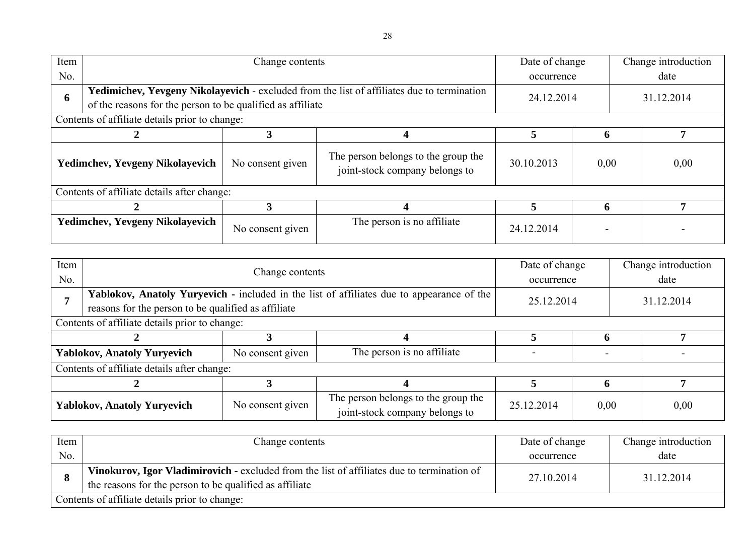| Item No. | Change contents | Date of change occurrence | Change introduction date |
|---|---|---|---|
| **6** | **Yedimichev, Yevgeny Nikolayevich** - excluded from the list of affiliates due to termination of the reasons for the person to be qualified as affiliate | 24.12.2014 | 31.12.2014 |

Contents of affiliate details prior to change:

| 2 | 3 | 4 | 5 | 6 | 7 |
|---|---|---|---|---|---|
| **Yedimchev, Yevgeny Nikolayevich** | No consent given | The person belongs to the group the joint-stock company belongs to | 30.10.2013 | 0,00 | 0,00 |

Contents of affiliate details after change:

| 2 | 3 | 4 | 5 | 6 | 7 |
|---|---|---|---|---|---|
| **Yedimchev, Yevgeny Nikolayevich** | No consent given | The person is no affiliate | 24.12.2014 | - | - |

| Item No. | Change contents | Date of change occurrence | Change introduction date |
|---|---|---|---|
| **7** | **Yablokov, Anatoly Yuryevich** - included in the list of affiliates due to appearance of the reasons for the person to be qualified as affiliate | 25.12.2014 | 31.12.2014 |

Contents of affiliate details prior to change:

| 2 | 3 | 4 | 5 | 6 | 7 |
|---|---|---|---|---|---|
| **Yablokov, Anatoly Yuryevich** | No consent given | The person is no affiliate | - | - | - |

Contents of affiliate details after change:

| 2 | 3 | 4 | 5 | 6 | 7 |
|---|---|---|---|---|---|
| **Yablokov, Anatoly Yuryevich** | No consent given | The person belongs to the group the joint-stock company belongs to | 25.12.2014 | 0,00 | 0,00 |

| Item No. | Change contents | Date of change occurrence | Change introduction date |
|---|---|---|---|
| **8** | **Vinokurov, Igor Vladimirovich** - excluded from the list of affiliates due to termination of the reasons for the person to be qualified as affiliate | 27.10.2014 | 31.12.2014 |

Contents of affiliate details prior to change: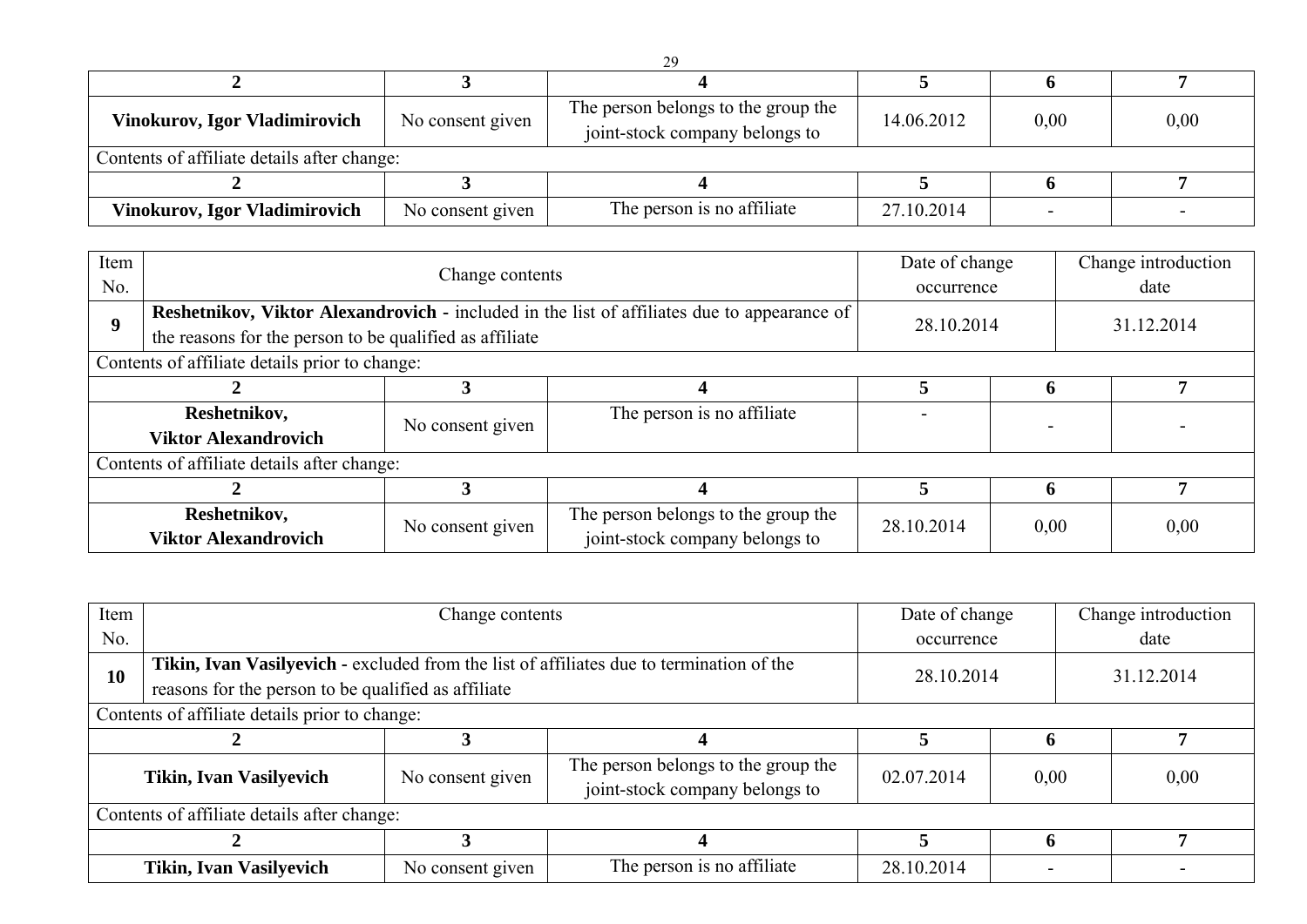| 2 | 3 | 4 | 5 | 6 | 7 |
|---|---|---|---|---|---|
| **Vinokurov, Igor Vladimirovich** | No consent given | The person belongs to the group the joint-stock company belongs to | 14.06.2012 | 0,00 | 0,00 |

Contents of affiliate details after change:

| 2 | 3 | 4 | 5 | 6 | 7 |
|---|---|---|---|---|---|
| **Vinokurov, Igor Vladimirovich** | No consent given | The person is no affiliate | 27.10.2014 | - | - |

| Item No. | Change contents | Date of change occurrence | Change introduction date |
|---|---|---|---|
| **9** | **Reshetnikov, Viktor Alexandrovich** - included in the list of affiliates due to appearance of the reasons for the person to be qualified as affiliate | 28.10.2014 | 31.12.2014 |

Contents of affiliate details prior to change:

| 2 | 3 | 4 | 5 | 6 | 7 |
|---|---|---|---|---|---|
| **Reshetnikov, Viktor Alexandrovich** | No consent given | The person is no affiliate | - | - | - |

Contents of affiliate details after change:

| 2 | 3 | 4 | 5 | 6 | 7 |
|---|---|---|---|---|---|
| **Reshetnikov, Viktor Alexandrovich** | No consent given | The person belongs to the group the joint-stock company belongs to | 28.10.2014 | 0,00 | 0,00 |

| Item No. | Change contents | Date of change occurrence | Change introduction date |
|---|---|---|---|
| **10** | **Tikin, Ivan Vasilyevich** - excluded from the list of affiliates due to termination of the reasons for the person to be qualified as affiliate | 28.10.2014 | 31.12.2014 |

Contents of affiliate details prior to change:

| 2 | 3 | 4 | 5 | 6 | 7 |
|---|---|---|---|---|---|
| **Tikin, Ivan Vasilyevich** | No consent given | The person belongs to the group the joint-stock company belongs to | 02.07.2014 | 0,00 | 0,00 |

Contents of affiliate details after change:

| 2 | 3 | 4 | 5 | 6 | 7 |
|---|---|---|---|---|---|
| **Tikin, Ivan Vasilyevich** | No consent given | The person is no affiliate | 28.10.2014 | - | - |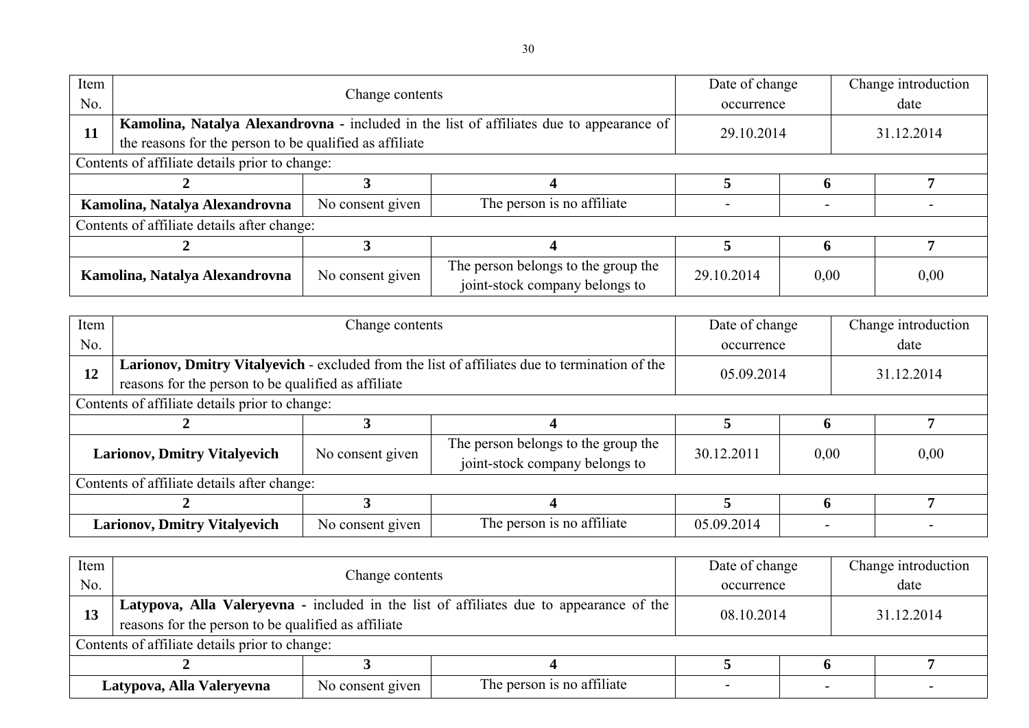| Item No. | Change contents | Date of change occurrence | Change introduction date |
|---|---|---|---|
| **11** | **Kamolina, Natalya Alexandrovna** - included in the list of affiliates due to appearance of the reasons for the person to be qualified as affiliate | 29.10.2014 | 31.12.2014 |

Contents of affiliate details prior to change:

| 2 | 3 | 4 | 5 | 6 | 7 |
|---|---|---|---|---|---|
| **Kamolina, Natalya Alexandrovna** | No consent given | The person is no affiliate | - | - | - |

Contents of affiliate details after change:

| 2 | 3 | 4 | 5 | 6 | 7 |
|---|---|---|---|---|---|
| **Kamolina, Natalya Alexandrovna** | No consent given | The person belongs to the group the joint-stock company belongs to | 29.10.2014 | 0,00 | 0,00 |

| Item No. | Change contents | Date of change occurrence | Change introduction date |
|---|---|---|---|
| **12** | **Larionov, Dmitry Vitalyevich** - excluded from the list of affiliates due to termination of the reasons for the person to be qualified as affiliate | 05.09.2014 | 31.12.2014 |

Contents of affiliate details prior to change:

| 2 | 3 | 4 | 5 | 6 | 7 |
|---|---|---|---|---|---|
| **Larionov, Dmitry Vitalyevich** | No consent given | The person belongs to the group the joint-stock company belongs to | 30.12.2011 | 0,00 | 0,00 |

Contents of affiliate details after change:

| 2 | 3 | 4 | 5 | 6 | 7 |
|---|---|---|---|---|---|
| **Larionov, Dmitry Vitalyevich** | No consent given | The person is no affiliate | 05.09.2014 | - | - |

| Item No. | Change contents | Date of change occurrence | Change introduction date |
|---|---|---|---|
| **13** | **Latypova, Alla Valeryevna** - included in the list of affiliates due to appearance of the reasons for the person to be qualified as affiliate | 08.10.2014 | 31.12.2014 |

Contents of affiliate details prior to change:

| 2 | 3 | 4 | 5 | 6 | 7 |
|---|---|---|---|---|---|
| **Latypova, Alla Valeryevna** | No consent given | The person is no affiliate | - | - | - |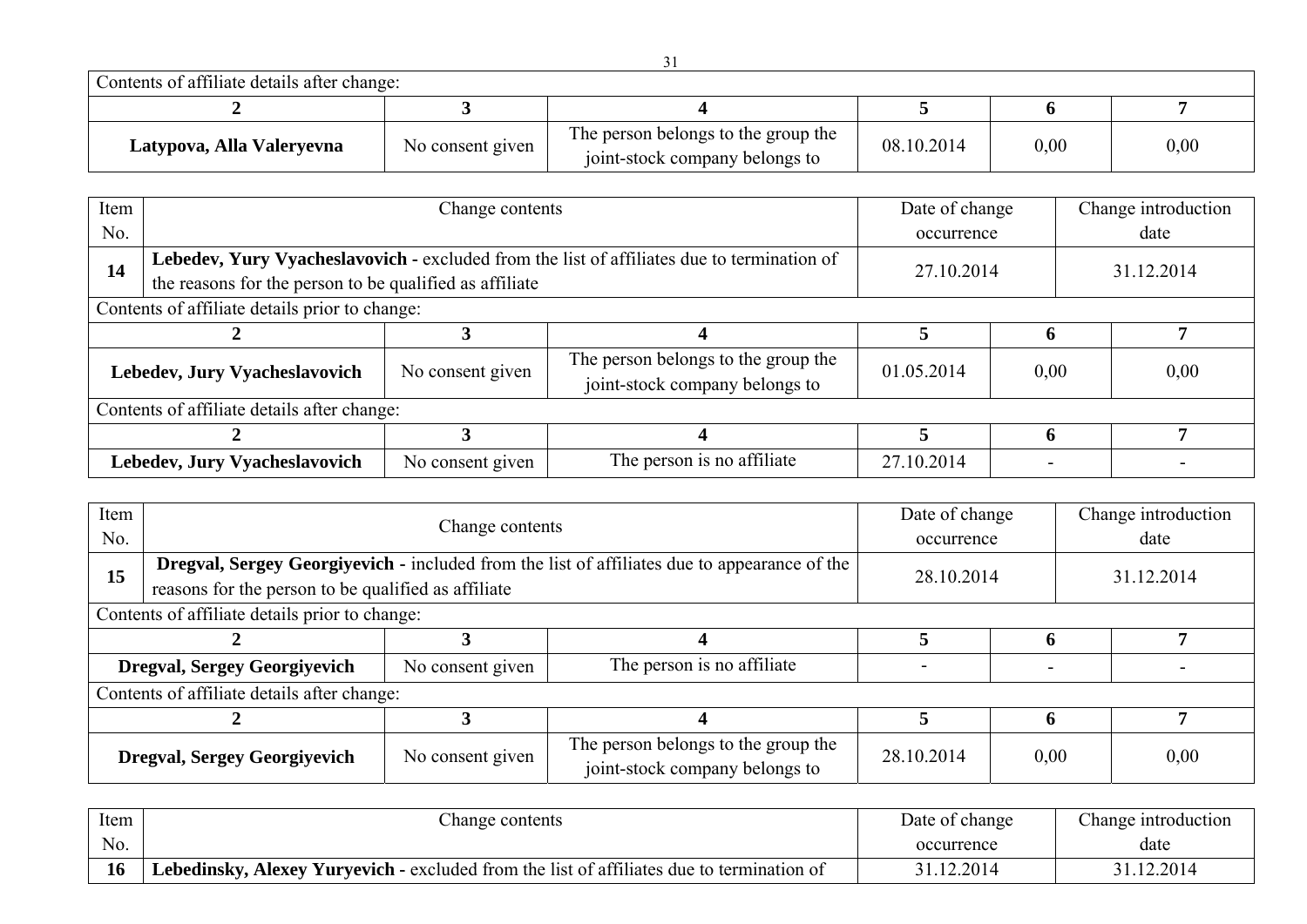Contents of affiliate details after change:

| 2 | 3 | 4 | 5 | 6 | 7 |
|---|---|---|---|---|---|
| **Latypova, Alla Valeryevna** | No consent given | The person belongs to the group the joint-stock company belongs to | 08.10.2014 | 0,00 | 0,00 |

| Item No. | Change contents | Date of change occurrence | Change introduction date |
|---|---|---|---|
| **14** | **Lebedev, Yury Vyacheslavovich** - excluded from the list of affiliates due to termination of the reasons for the person to be qualified as affiliate | 27.10.2014 | 31.12.2014 |

Contents of affiliate details prior to change:

| 2 | 3 | 4 | 5 | 6 | 7 |
|---|---|---|---|---|---|
| **Lebedev, Jury Vyacheslavovich** | No consent given | The person belongs to the group the joint-stock company belongs to | 01.05.2014 | 0,00 | 0,00 |

Contents of affiliate details after change:

| 2 | 3 | 4 | 5 | 6 | 7 |
|---|---|---|---|---|---|
| **Lebedev, Jury Vyacheslavovich** | No consent given | The person is no affiliate | 27.10.2014 | - | - |

| Item No. | Change contents | Date of change occurrence | Change introduction date |
|---|---|---|---|
| **15** | **Dregval, Sergey Georgiyevich** - included from the list of affiliates due to appearance of the reasons for the person to be qualified as affiliate | 28.10.2014 | 31.12.2014 |

Contents of affiliate details prior to change:

| 2 | 3 | 4 | 5 | 6 | 7 |
|---|---|---|---|---|---|
| **Dregval, Sergey Georgiyevich** | No consent given | The person is no affiliate | - | - | - |

Contents of affiliate details after change:

| 2 | 3 | 4 | 5 | 6 | 7 |
|---|---|---|---|---|---|
| **Dregval, Sergey Georgiyevich** | No consent given | The person belongs to the group the joint-stock company belongs to | 28.10.2014 | 0,00 | 0,00 |

| Item No. | Change contents | Date of change occurrence | Change introduction date |
|---|---|---|---|
| **16** | **Lebedinsky, Alexey Yuryevich** - excluded from the list of affiliates due to termination of | 31.12.2014 | 31.12.2014 |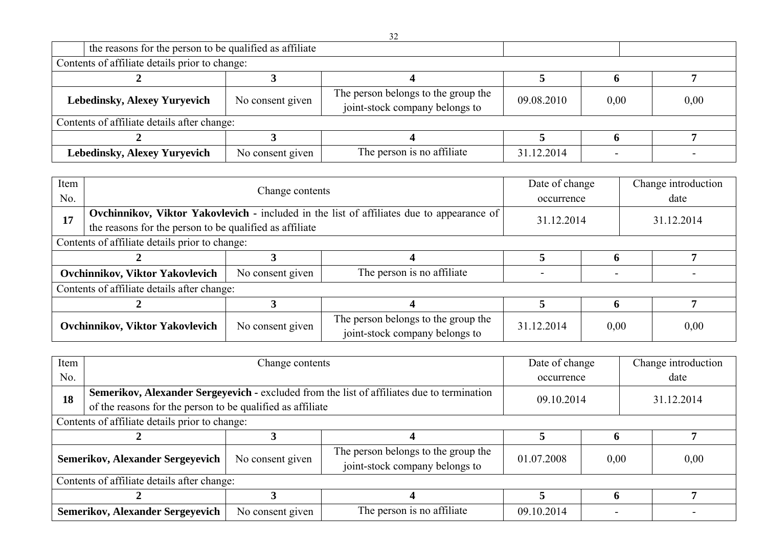| | the reasons for the person to be qualified as affiliate | | | | |
|---|---|---|---|---|---|
| Contents of affiliate details prior to change: | | | | | |
| **2** | **3** | **4** | **5** | **6** | **7** |
| **Lebedinsky, Alexey Yuryevich** | No consent given | The person belongs to the group the joint-stock company belongs to | 09.08.2010 | 0,00 | 0,00 |
| Contents of affiliate details after change: | | | | | |
| **2** | **3** | **4** | **5** | **6** | **7** |
| **Lebedinsky, Alexey Yuryevich** | No consent given | The person is no affiliate | 31.12.2014 | - | - |

| Item No. | Change contents | | Date of change occurrence | | Change introduction date |
|---|---|---|---|---|---|
| **17** | **Ovchinnikov, Viktor Yakovlevich** - included in the list of affiliates due to appearance of the reasons for the person to be qualified as affiliate | | 31.12.2014 | | 31.12.2014 |
| Contents of affiliate details prior to change: | | | | | |
| **2** | **3** | **4** | **5** | **6** | **7** |
| **Ovchinnikov, Viktor Yakovlevich** | No consent given | The person is no affiliate | - | - | - |
| Contents of affiliate details after change: | | | | | |
| **2** | **3** | **4** | **5** | **6** | **7** |
| **Ovchinnikov, Viktor Yakovlevich** | No consent given | The person belongs to the group the joint-stock company belongs to | 31.12.2014 | 0,00 | 0,00 |

| Item No. | Change contents | | Date of change occurrence | | Change introduction date |
|---|---|---|---|---|---|
| **18** | **Semerikov, Alexander Sergeyevich** - excluded from the list of affiliates due to termination of the reasons for the person to be qualified as affiliate | | 09.10.2014 | | 31.12.2014 |
| Contents of affiliate details prior to change: | | | | | |
| **2** | **3** | **4** | **5** | **6** | **7** |
| **Semerikov, Alexander Sergeyevich** | No consent given | The person belongs to the group the joint-stock company belongs to | 01.07.2008 | 0,00 | 0,00 |
| Contents of affiliate details after change: | | | | | |
| **2** | **3** | **4** | **5** | **6** | **7** |
| **Semerikov, Alexander Sergeyevich** | No consent given | The person is no affiliate | 09.10.2014 | - | - |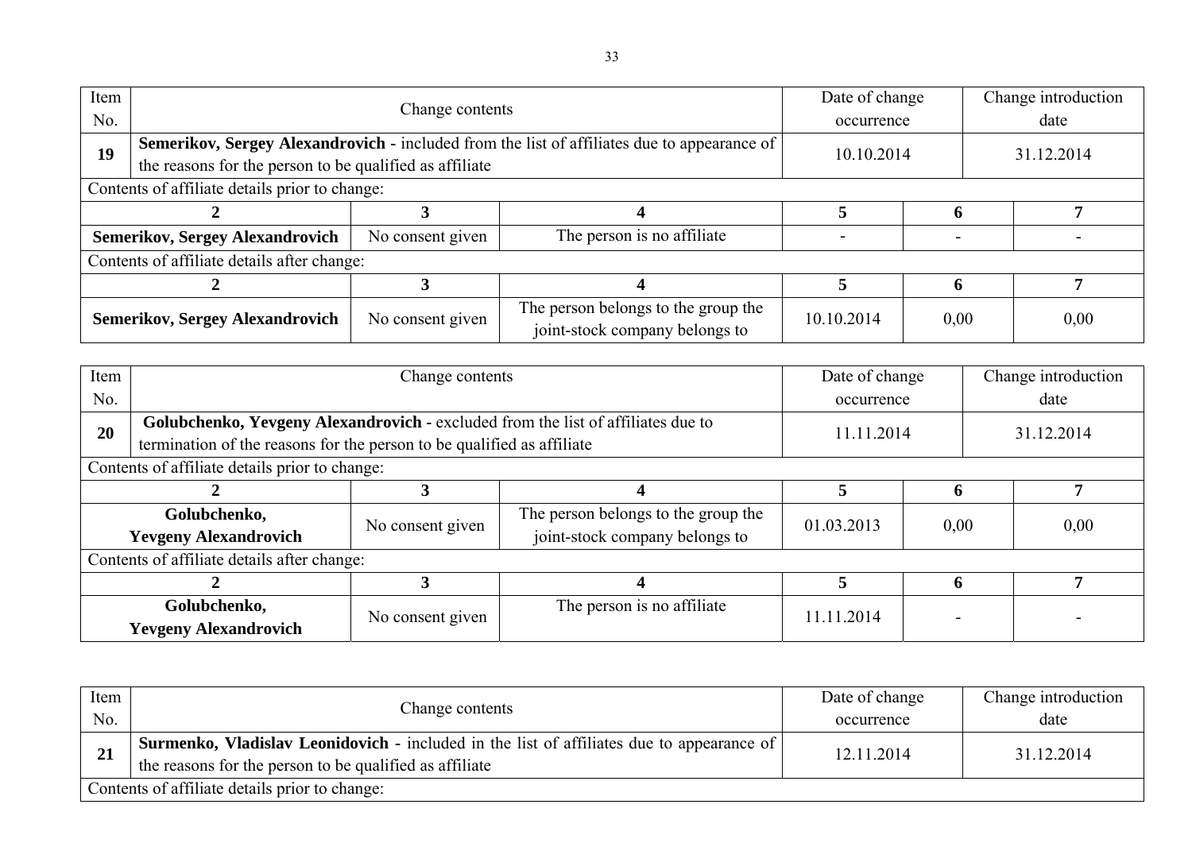| Item No. | Change contents | Date of change occurrence | Change introduction date |
|---|---|---|---|
| **19** | **Semerikov, Sergey Alexandrovich** - included from the list of affiliates due to appearance of the reasons for the person to be qualified as affiliate | 10.10.2014 | 31.12.2014 |

Contents of affiliate details prior to change:

| 2 | 3 | 4 | 5 | 6 | 7 |
|---|---|---|---|---|---|
| **Semerikov, Sergey Alexandrovich** | No consent given | The person is no affiliate | - | - | - |

Contents of affiliate details after change:

| 2 | 3 | 4 | 5 | 6 | 7 |
|---|---|---|---|---|---|
| **Semerikov, Sergey Alexandrovich** | No consent given | The person belongs to the group the joint-stock company belongs to | 10.10.2014 | 0,00 | 0,00 |

| Item No. | Change contents | Date of change occurrence | Change introduction date |
|---|---|---|---|
| **20** | **Golubchenko, Yevgeny Alexandrovich** - excluded from the list of affiliates due to termination of the reasons for the person to be qualified as affiliate | 11.11.2014 | 31.12.2014 |

Contents of affiliate details prior to change:

| 2 | 3 | 4 | 5 | 6 | 7 |
|---|---|---|---|---|---|
| **Golubchenko, Yevgeny Alexandrovich** | No consent given | The person belongs to the group the joint-stock company belongs to | 01.03.2013 | 0,00 | 0,00 |

Contents of affiliate details after change:

| 2 | 3 | 4 | 5 | 6 | 7 |
|---|---|---|---|---|---|
| **Golubchenko, Yevgeny Alexandrovich** | No consent given | The person is no affiliate | 11.11.2014 | - | - |

| Item No. | Change contents | Date of change occurrence | Change introduction date |
|---|---|---|---|
| **21** | **Surmenko, Vladislav Leonidovich** - included in the list of affiliates due to appearance of the reasons for the person to be qualified as affiliate | 12.11.2014 | 31.12.2014 |

Contents of affiliate details prior to change: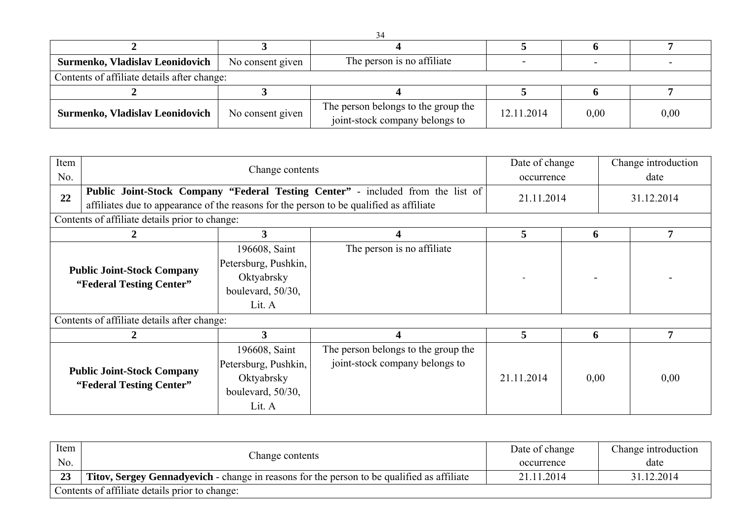| 2 | 3 | 4 | 5 | 6 | 7 |
|---|---|---|---|---|---|
| **Surmenko, Vladislav Leonidovich** | No consent given | The person is no affiliate | - | - | - |

Contents of affiliate details after change:

| 2 | 3 | 4 | 5 | 6 | 7 |
|---|---|---|---|---|---|
| **Surmenko, Vladislav Leonidovich** | No consent given | The person belongs to the group the joint-stock company belongs to | 12.11.2014 | 0,00 | 0,00 |

| Item No. | Change contents | Date of change occurrence | Change introduction date |
|---|---|---|---|
| **22** | **Public Joint-Stock Company "Federal Testing Center"** - included from the list of affiliates due to appearance of the reasons for the person to be qualified as affiliate | 21.11.2014 | 31.12.2014 |

Contents of affiliate details prior to change:

| 2 | 3 | 4 | 5 | 6 | 7 |
|---|---|---|---|---|---|
| **Public Joint-Stock Company "Federal Testing Center"** | 196608, Saint Petersburg, Pushkin, Oktyabrsky boulevard, 50/30, Lit. A | The person is no affiliate | - | - | - |

Contents of affiliate details after change:

| 2 | 3 | 4 | 5 | 6 | 7 |
|---|---|---|---|---|---|
| **Public Joint-Stock Company "Federal Testing Center"** | 196608, Saint Petersburg, Pushkin, Oktyabrsky boulevard, 50/30, Lit. A | The person belongs to the group the joint-stock company belongs to | 21.11.2014 | 0,00 | 0,00 |

| Item No. | Change contents | Date of change occurrence | Change introduction date |
|---|---|---|---|
| **23** | **Titov, Sergey Gennadyevich** - change in reasons for the person to be qualified as affiliate | 21.11.2014 | 31.12.2014 |

Contents of affiliate details prior to change: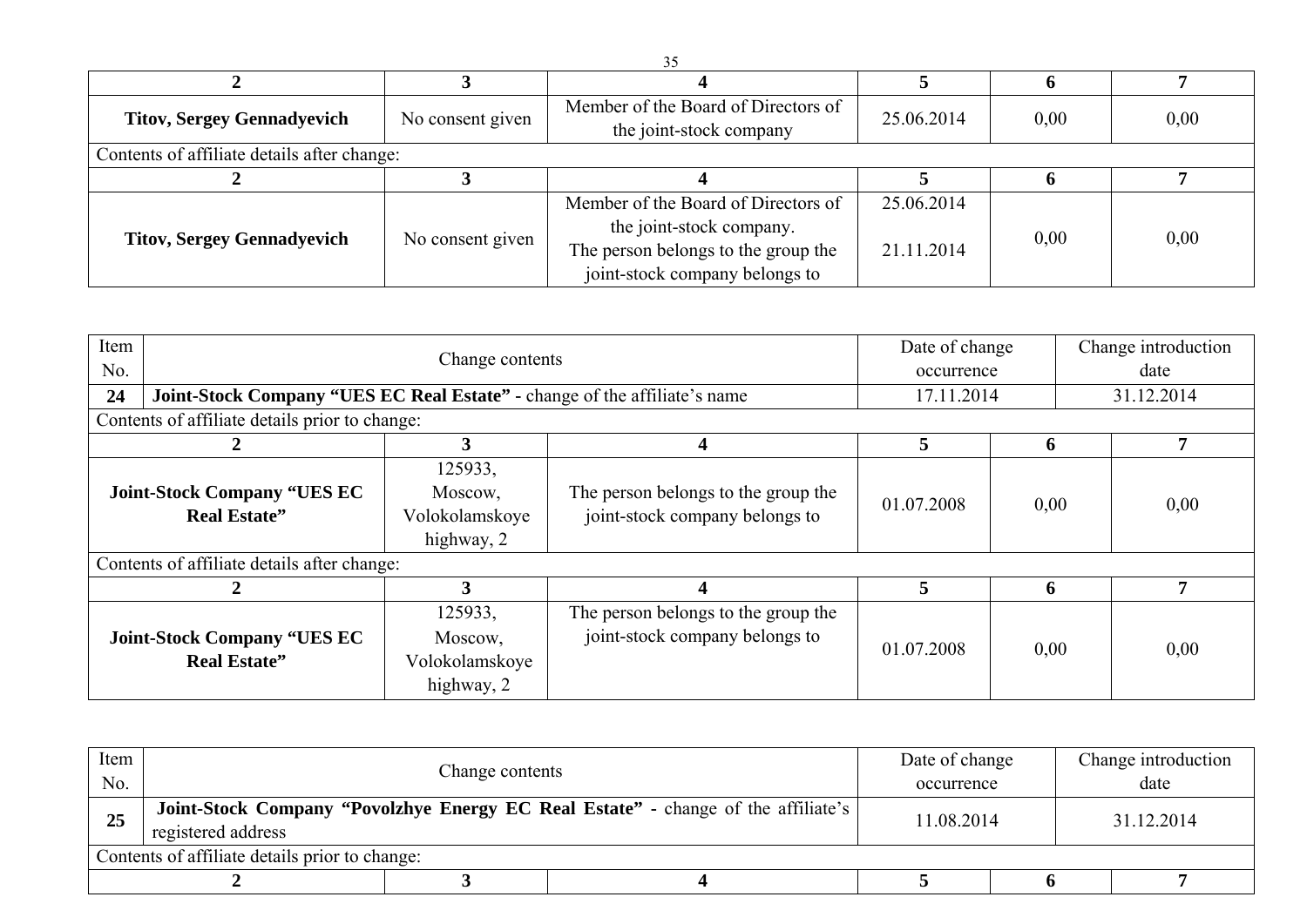| 2 | 3 | 4 | 5 | 6 | 7 |
|---|---|---|---|---|---|
| **Titov, Sergey Gennadyevich** | No consent given | Member of the Board of Directors of the joint-stock company | 25.06.2014 | 0,00 | 0,00 |

Contents of affiliate details after change:

| 2 | 3 | 4 | 5 | 6 | 7 |
|---|---|---|---|---|---|
| **Titov, Sergey Gennadyevich** | No consent given | Member of the Board of Directors of the joint-stock company. The person belongs to the group the joint-stock company belongs to | 25.06.2014 21.11.2014 | 0,00 | 0,00 |

| Item No. | Change contents | Date of change occurrence | Change introduction date |
|---|---|---|---|
| 24 | **Joint-Stock Company "UES EC Real Estate" -** change of the affiliate's name | 17.11.2014 | 31.12.2014 |

Contents of affiliate details prior to change:

| 2 | 3 | 4 | 5 | 6 | 7 |
|---|---|---|---|---|---|
| **Joint-Stock Company "UES EC Real Estate"** | 125933, Moscow, Volokolamskoye highway, 2 | The person belongs to the group the joint-stock company belongs to | 01.07.2008 | 0,00 | 0,00 |

Contents of affiliate details after change:

| 2 | 3 | 4 | 5 | 6 | 7 |
|---|---|---|---|---|---|
| **Joint-Stock Company "UES EC Real Estate"** | 125933, Moscow, Volokolamskoye highway, 2 | The person belongs to the group the joint-stock company belongs to | 01.07.2008 | 0,00 | 0,00 |

| Item No. | Change contents | Date of change occurrence | Change introduction date |
|---|---|---|---|
| 25 | **Joint-Stock Company "Povolzhye Energy EC Real Estate" -** change of the affiliate's registered address | 11.08.2014 | 31.12.2014 |

Contents of affiliate details prior to change:

| 2 | 3 | 4 | 5 | 6 | 7 |
|---|---|---|---|---|---|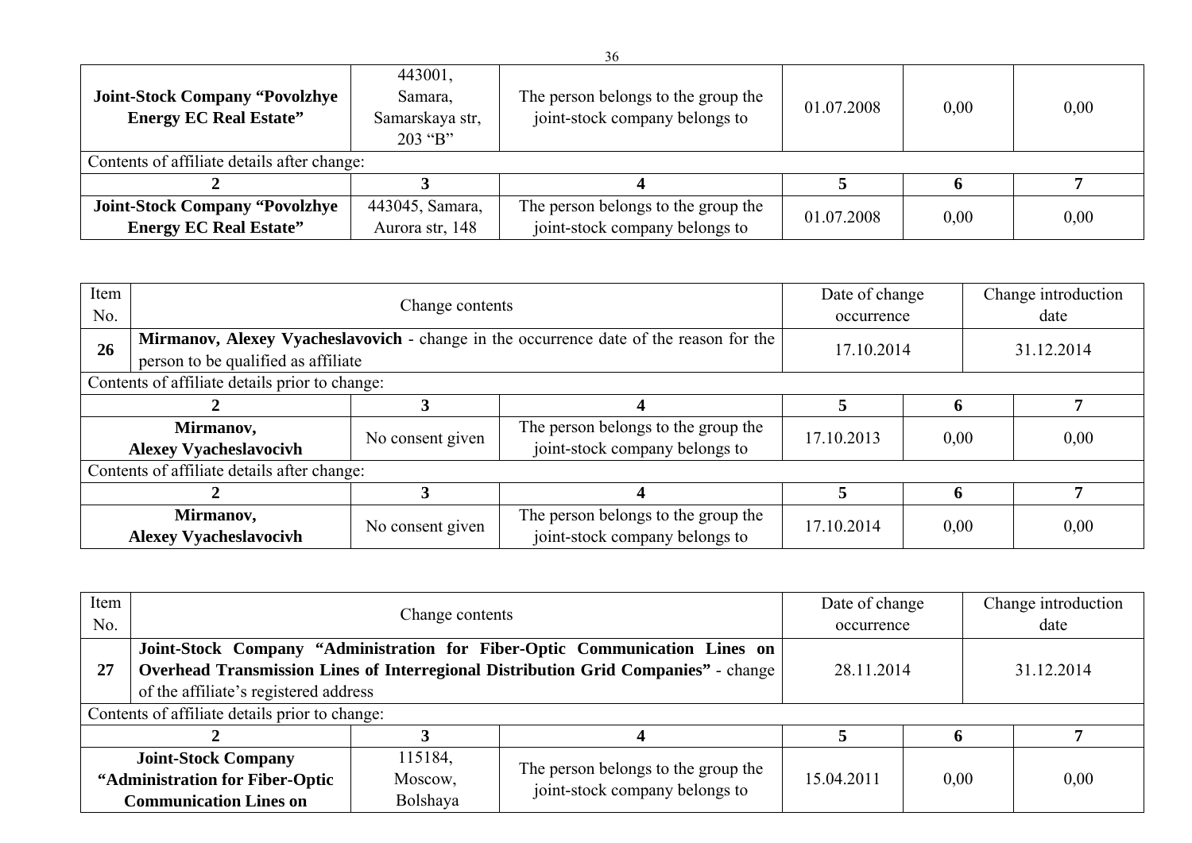| Joint-Stock Company "Povolzhye Energy EC Real Estate" | 443001, Samara, Samarskaya str, 203 "B" | The person belongs to the group the joint-stock company belongs to | 01.07.2008 | 0,00 | 0,00 |
|---|---|---|---|---|---|
| Contents of affiliate details after change: | | | | | |
| **2** | **3** | **4** | **5** | **6** | **7** |
| **Joint-Stock Company "Povolzhye Energy EC Real Estate"** | 443045, Samara, Aurora str, 148 | The person belongs to the group the joint-stock company belongs to | 01.07.2008 | 0,00 | 0,00 |

| Item No. | Change contents | Date of change occurrence | Change introduction date |
|---|---|---|---|
| **26** | **Mirmanov, Alexey Vyacheslavovich** - change in the occurrence date of the reason for the person to be qualified as affiliate | 17.10.2014 | 31.12.2014 |

Contents of affiliate details prior to change:

| 2 | 3 | 4 | 5 | 6 | 7 |
|---|---|---|---|---|---|
| **Mirmanov, Alexey Vyacheslavocivh** | No consent given | The person belongs to the group the joint-stock company belongs to | 17.10.2013 | 0,00 | 0,00 |

Contents of affiliate details after change:

| 2 | 3 | 4 | 5 | 6 | 7 |
|---|---|---|---|---|---|
| **Mirmanov, Alexey Vyacheslavocivh** | No consent given | The person belongs to the group the joint-stock company belongs to | 17.10.2014 | 0,00 | 0,00 |

| Item No. | Change contents | Date of change occurrence | Change introduction date |
|---|---|---|---|
| **27** | **Joint-Stock Company "Administration for Fiber-Optic Communication Lines on Overhead Transmission Lines of Interregional Distribution Grid Companies"** - change of the affiliate's registered address | 28.11.2014 | 31.12.2014 |

Contents of affiliate details prior to change:

| 2 | 3 | 4 | 5 | 6 | 7 |
|---|---|---|---|---|---|
| **Joint-Stock Company "Administration for Fiber-Optic Communication Lines on** | 115184, Moscow, Bolshaya | The person belongs to the group the joint-stock company belongs to | 15.04.2011 | 0,00 | 0,00 |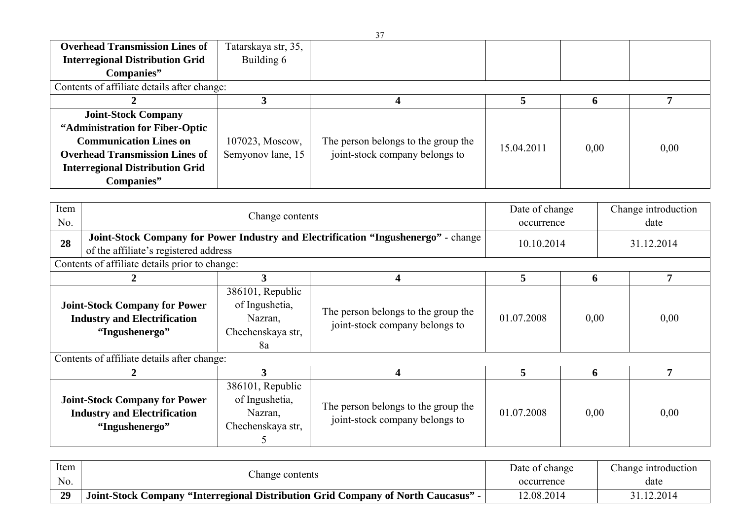| | | | | | |
|---|---|---|---|---|---|
| **Overhead Transmission Lines of Interregional Distribution Grid Companies"** | Tatarskaya str, 35, Building 6 | | | | |
| Contents of affiliate details after change: | | | | | |
| **2** | **3** | **4** | **5** | **6** | **7** |
| **Joint-Stock Company "Administration for Fiber-Optic Communication Lines on Overhead Transmission Lines of Interregional Distribution Grid Companies"** | 107023, Moscow, Semyonov lane, 15 | The person belongs to the group the joint-stock company belongs to | 15.04.2011 | 0,00 | 0,00 |

| Item No. | Change contents | Date of change occurrence | Change introduction date |
|---|---|---|---|
| **28** | **Joint-Stock Company for Power Industry and Electrification "Ingushenergo"** - change of the affiliate's registered address | 10.10.2014 | 31.12.2014 |

Contents of affiliate details prior to change:

| 2 | 3 | 4 | 5 | 6 | 7 |
|---|---|---|---|---|---|
| **Joint-Stock Company for Power Industry and Electrification "Ingushenergo"** | 386101, Republic of Ingushetia, Nazran, Chechenskaya str, 8a | The person belongs to the group the joint-stock company belongs to | 01.07.2008 | 0,00 | 0,00 |

Contents of affiliate details after change:

| 2 | 3 | 4 | 5 | 6 | 7 |
|---|---|---|---|---|---|
| **Joint-Stock Company for Power Industry and Electrification "Ingushenergo"** | 386101, Republic of Ingushetia, Nazran, Chechenskaya str, 5 | The person belongs to the group the joint-stock company belongs to | 01.07.2008 | 0,00 | 0,00 |

| Item No. | Change contents | Date of change occurrence | Change introduction date |
|---|---|---|---|
| **29** | **Joint-Stock Company "Interregional Distribution Grid Company of North Caucasus"** - | 12.08.2014 | 31.12.2014 |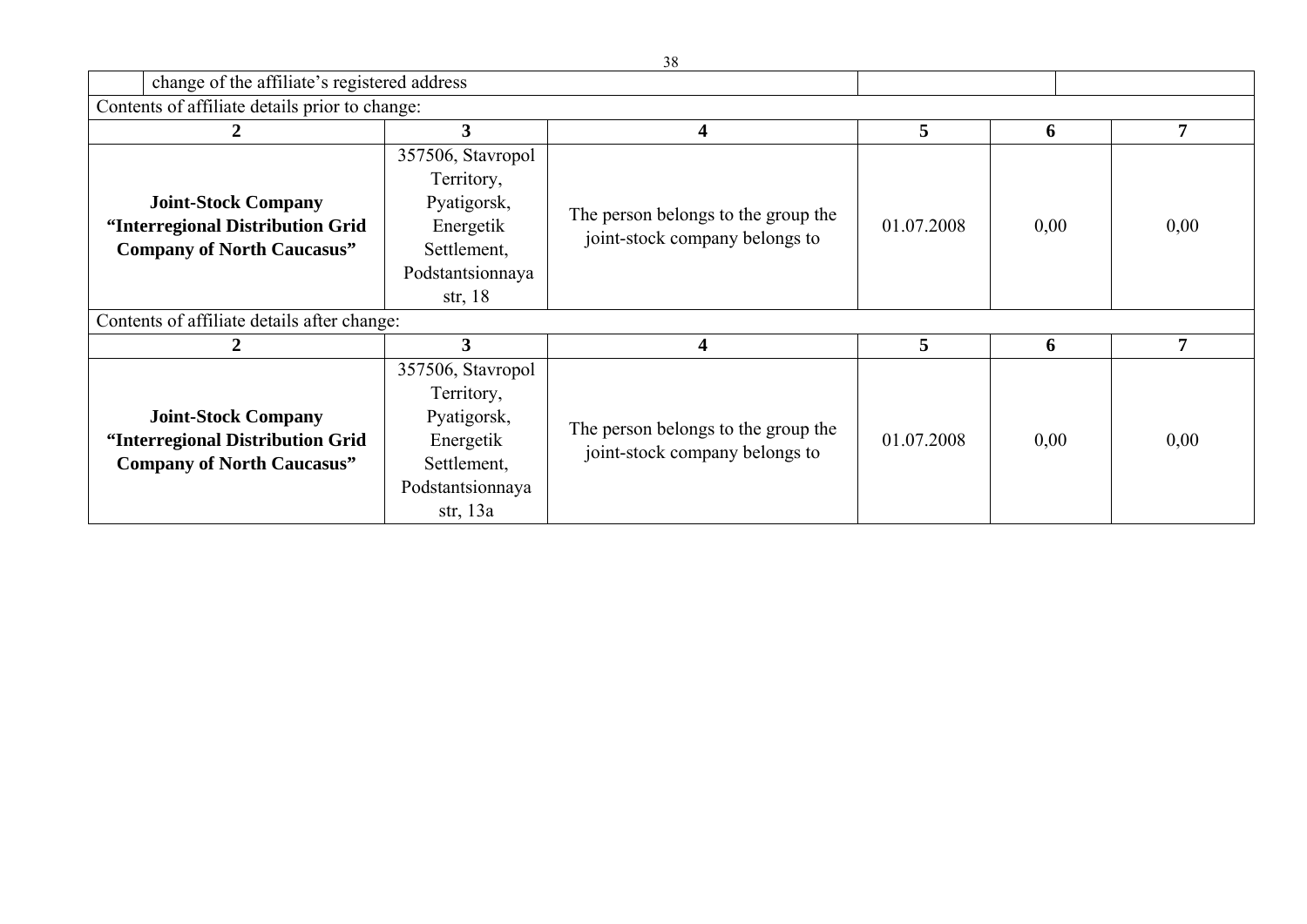| | | | |
|---|---|---|---|
| | change of the affiliate's registered address | | |

Contents of affiliate details prior to change:

| 2 | 3 | 4 | 5 | 6 | 7 |
|---|---|---|---|---|---|
| **Joint-Stock Company "Interregional Distribution Grid Company of North Caucasus"** | 357506, Stavropol Territory, Pyatigorsk, Energetik Settlement, Podstantsionnaya str, 18 | The person belongs to the group the joint-stock company belongs to | 01.07.2008 | 0,00 | 0,00 |

Contents of affiliate details after change:

| 2 | 3 | 4 | 5 | 6 | 7 |
|---|---|---|---|---|---|
| **Joint-Stock Company "Interregional Distribution Grid Company of North Caucasus"** | 357506, Stavropol Territory, Pyatigorsk, Energetik Settlement, Podstantsionnaya str, 13a | The person belongs to the group the joint-stock company belongs to | 01.07.2008 | 0,00 | 0,00 |